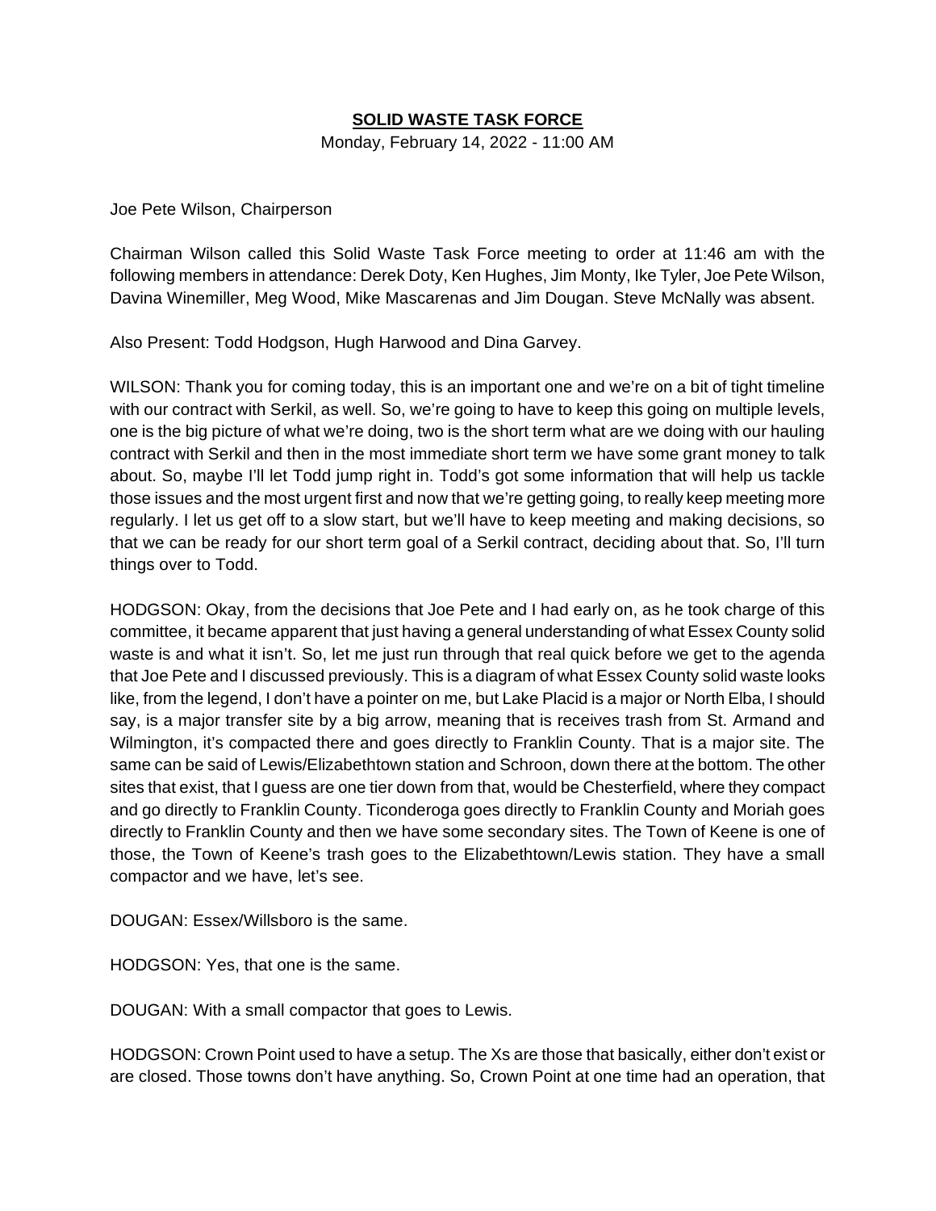# **SOLID WASTE TASK FORCE**

Monday, February 14, 2022 - 11:00 AM

Joe Pete Wilson, Chairperson

Chairman Wilson called this Solid Waste Task Force meeting to order at 11:46 am with the following members in attendance: Derek Doty, Ken Hughes, Jim Monty, Ike Tyler, Joe Pete Wilson, Davina Winemiller, Meg Wood, Mike Mascarenas and Jim Dougan. Steve McNally was absent.

Also Present: Todd Hodgson, Hugh Harwood and Dina Garvey.

WILSON: Thank you for coming today, this is an important one and we're on a bit of tight timeline with our contract with Serkil, as well. So, we're going to have to keep this going on multiple levels, one is the big picture of what we're doing, two is the short term what are we doing with our hauling contract with Serkil and then in the most immediate short term we have some grant money to talk about. So, maybe I'll let Todd jump right in. Todd's got some information that will help us tackle those issues and the most urgent first and now that we're getting going, to really keep meeting more regularly. I let us get off to a slow start, but we'll have to keep meeting and making decisions, so that we can be ready for our short term goal of a Serkil contract, deciding about that. So, I'll turn things over to Todd.

HODGSON: Okay, from the decisions that Joe Pete and I had early on, as he took charge of this committee, it became apparent that just having a general understanding of what Essex County solid waste is and what it isn't. So, let me just run through that real quick before we get to the agenda that Joe Pete and I discussed previously. This is a diagram of what Essex County solid waste looks like, from the legend, I don't have a pointer on me, but Lake Placid is a major or North Elba, I should say, is a major transfer site by a big arrow, meaning that is receives trash from St. Armand and Wilmington, it's compacted there and goes directly to Franklin County. That is a major site. The same can be said of Lewis/Elizabethtown station and Schroon, down there at the bottom. The other sites that exist, that I guess are one tier down from that, would be Chesterfield, where they compact and go directly to Franklin County. Ticonderoga goes directly to Franklin County and Moriah goes directly to Franklin County and then we have some secondary sites. The Town of Keene is one of those, the Town of Keene's trash goes to the Elizabethtown/Lewis station. They have a small compactor and we have, let's see.

DOUGAN: Essex/Willsboro is the same.

HODGSON: Yes, that one is the same.

DOUGAN: With a small compactor that goes to Lewis.

HODGSON: Crown Point used to have a setup. The Xs are those that basically, either don't exist or are closed. Those towns don't have anything. So, Crown Point at one time had an operation, that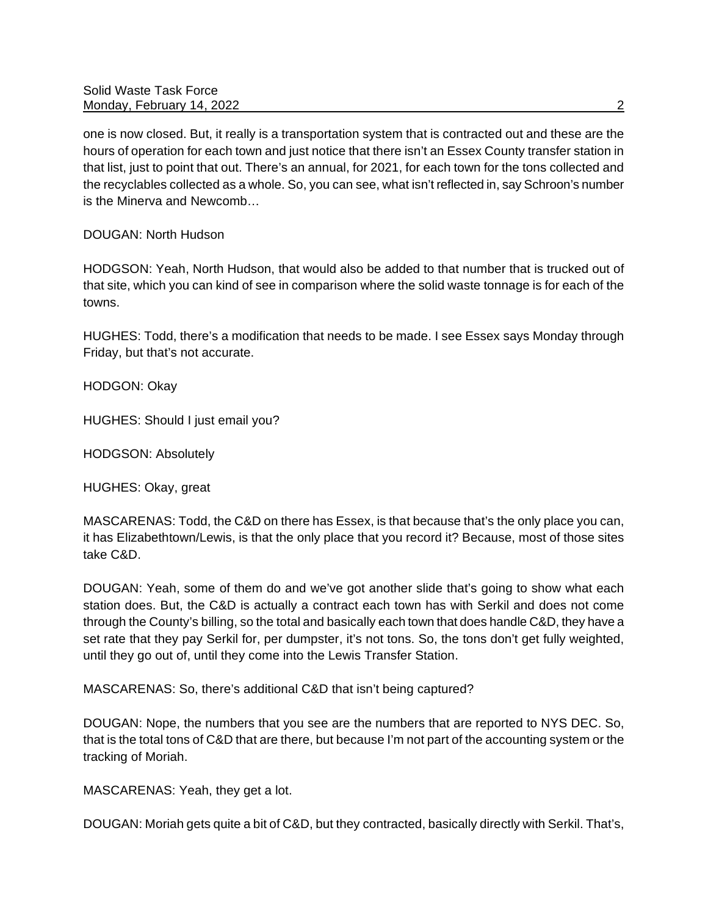one is now closed. But, it really is a transportation system that is contracted out and these are the hours of operation for each town and just notice that there isn't an Essex County transfer station in that list, just to point that out. There's an annual, for 2021, for each town for the tons collected and the recyclables collected as a whole. So, you can see, what isn't reflected in, say Schroon's number is the Minerva and Newcomb…

DOUGAN: North Hudson

HODGSON: Yeah, North Hudson, that would also be added to that number that is trucked out of that site, which you can kind of see in comparison where the solid waste tonnage is for each of the towns.

HUGHES: Todd, there's a modification that needs to be made. I see Essex says Monday through Friday, but that's not accurate.

HODGON: Okay

HUGHES: Should I just email you?

HODGSON: Absolutely

HUGHES: Okay, great

MASCARENAS: Todd, the C&D on there has Essex, is that because that's the only place you can, it has Elizabethtown/Lewis, is that the only place that you record it? Because, most of those sites take C&D.

DOUGAN: Yeah, some of them do and we've got another slide that's going to show what each station does. But, the C&D is actually a contract each town has with Serkil and does not come through the County's billing, so the total and basically each town that does handle C&D, they have a set rate that they pay Serkil for, per dumpster, it's not tons. So, the tons don't get fully weighted, until they go out of, until they come into the Lewis Transfer Station.

MASCARENAS: So, there's additional C&D that isn't being captured?

DOUGAN: Nope, the numbers that you see are the numbers that are reported to NYS DEC. So, that is the total tons of C&D that are there, but because I'm not part of the accounting system or the tracking of Moriah.

MASCARENAS: Yeah, they get a lot.

DOUGAN: Moriah gets quite a bit of C&D, but they contracted, basically directly with Serkil. That's,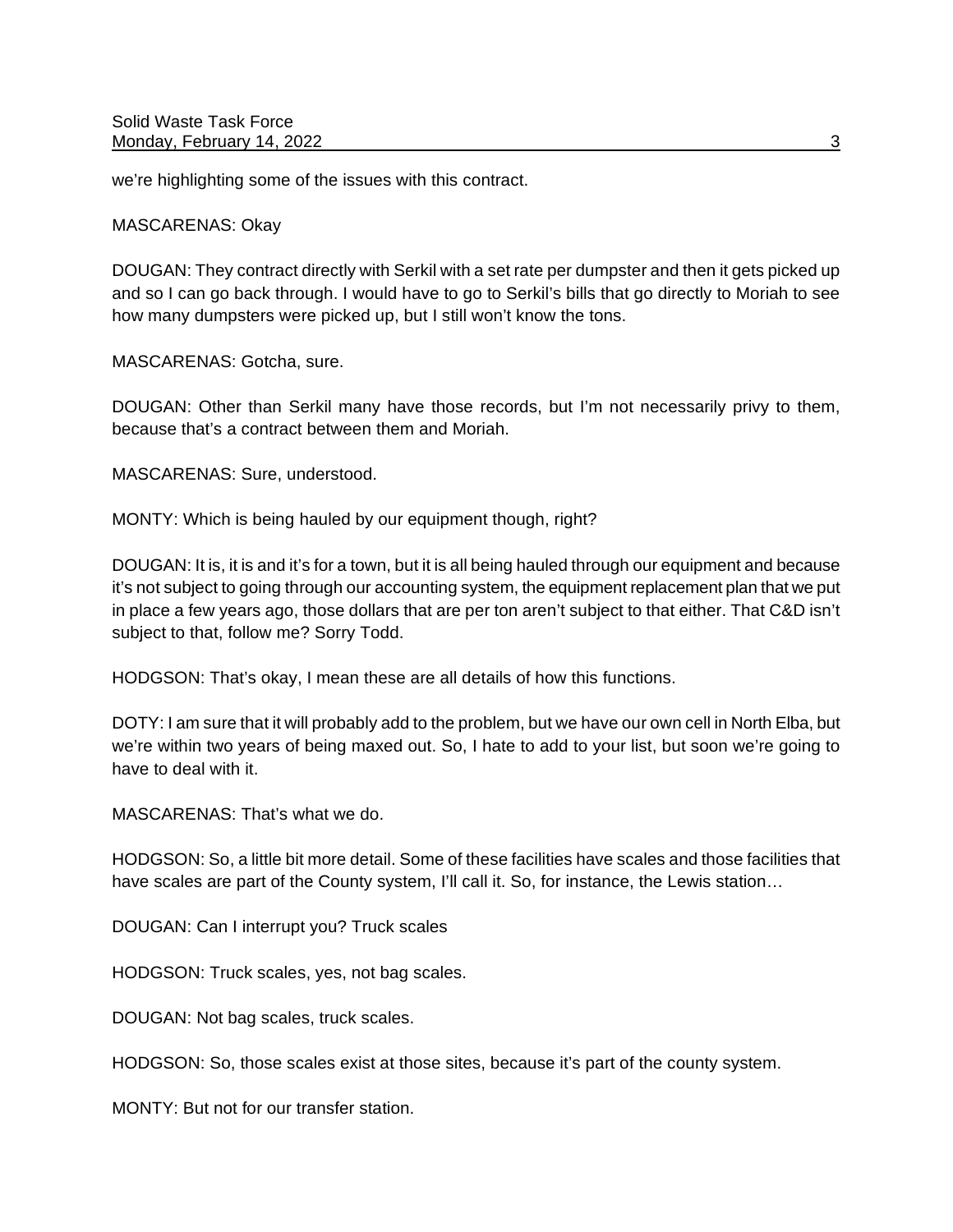we're highlighting some of the issues with this contract.

MASCARENAS: Okay

DOUGAN: They contract directly with Serkil with a set rate per dumpster and then it gets picked up and so I can go back through. I would have to go to Serkil's bills that go directly to Moriah to see how many dumpsters were picked up, but I still won't know the tons.

MASCARENAS: Gotcha, sure.

DOUGAN: Other than Serkil many have those records, but I'm not necessarily privy to them, because that's a contract between them and Moriah.

MASCARENAS: Sure, understood.

MONTY: Which is being hauled by our equipment though, right?

DOUGAN: It is, it is and it's for a town, but it is all being hauled through our equipment and because it's not subject to going through our accounting system, the equipment replacement plan that we put in place a few years ago, those dollars that are per ton aren't subject to that either. That C&D isn't subject to that, follow me? Sorry Todd.

HODGSON: That's okay, I mean these are all details of how this functions.

DOTY: I am sure that it will probably add to the problem, but we have our own cell in North Elba, but we're within two years of being maxed out. So, I hate to add to your list, but soon we're going to have to deal with it.

MASCARENAS: That's what we do.

HODGSON: So, a little bit more detail. Some of these facilities have scales and those facilities that have scales are part of the County system, I'll call it. So, for instance, the Lewis station…

DOUGAN: Can I interrupt you? Truck scales

HODGSON: Truck scales, yes, not bag scales.

DOUGAN: Not bag scales, truck scales.

HODGSON: So, those scales exist at those sites, because it's part of the county system.

MONTY: But not for our transfer station.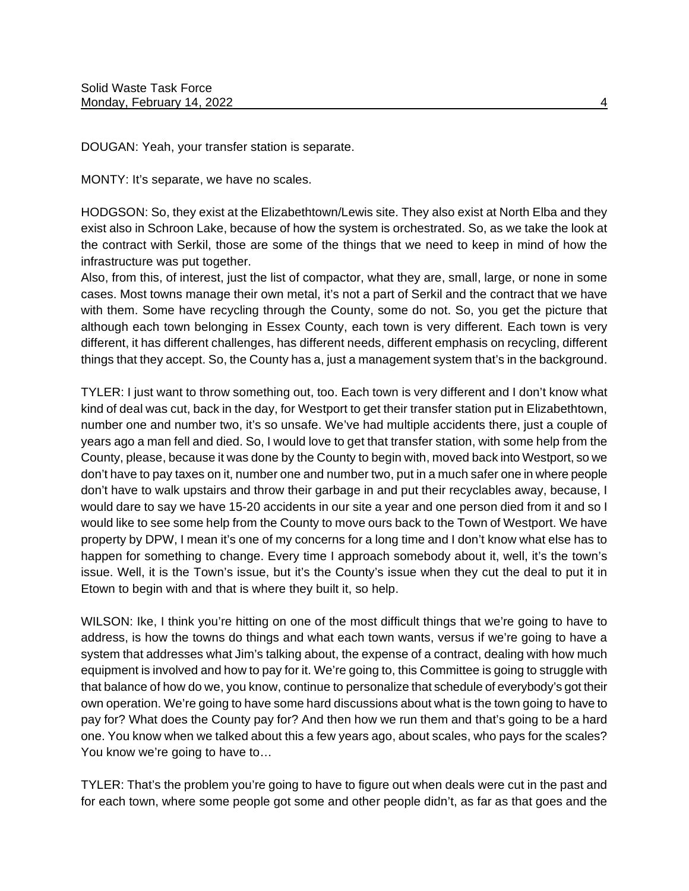DOUGAN: Yeah, your transfer station is separate.

MONTY: It's separate, we have no scales.

HODGSON: So, they exist at the Elizabethtown/Lewis site. They also exist at North Elba and they exist also in Schroon Lake, because of how the system is orchestrated. So, as we take the look at the contract with Serkil, those are some of the things that we need to keep in mind of how the infrastructure was put together.
Also, from this, of interest, just the list of compactor, what they are, small, large, or none in some cases. Most towns manage their own metal, it's not a part of Serkil and the contract that we have with them. Some have recycling through the County, some do not. So, you get the picture that although each town belonging in Essex County, each town is very different. Each town is very different, it has different challenges, has different needs, different emphasis on recycling, different things that they accept. So, the County has a, just a management system that's in the background.

TYLER: I just want to throw something out, too. Each town is very different and I don't know what kind of deal was cut, back in the day, for Westport to get their transfer station put in Elizabethtown, number one and number two, it's so unsafe. We've had multiple accidents there, just a couple of years ago a man fell and died. So, I would love to get that transfer station, with some help from the County, please, because it was done by the County to begin with, moved back into Westport, so we don't have to pay taxes on it, number one and number two, put in a much safer one in where people don't have to walk upstairs and throw their garbage in and put their recyclables away, because, I would dare to say we have 15-20 accidents in our site a year and one person died from it and so I would like to see some help from the County to move ours back to the Town of Westport. We have property by DPW, I mean it's one of my concerns for a long time and I don't know what else has to happen for something to change. Every time I approach somebody about it, well, it's the town's issue. Well, it is the Town's issue, but it's the County's issue when they cut the deal to put it in Etown to begin with and that is where they built it, so help.

WILSON: Ike, I think you're hitting on one of the most difficult things that we're going to have to address, is how the towns do things and what each town wants, versus if we're going to have a system that addresses what Jim's talking about, the expense of a contract, dealing with how much equipment is involved and how to pay for it. We're going to, this Committee is going to struggle with that balance of how do we, you know, continue to personalize that schedule of everybody's got their own operation. We're going to have some hard discussions about what is the town going to have to pay for? What does the County pay for? And then how we run them and that's going to be a hard one. You know when we talked about this a few years ago, about scales, who pays for the scales? You know we're going to have to…

TYLER: That's the problem you're going to have to figure out when deals were cut in the past and for each town, where some people got some and other people didn't, as far as that goes and the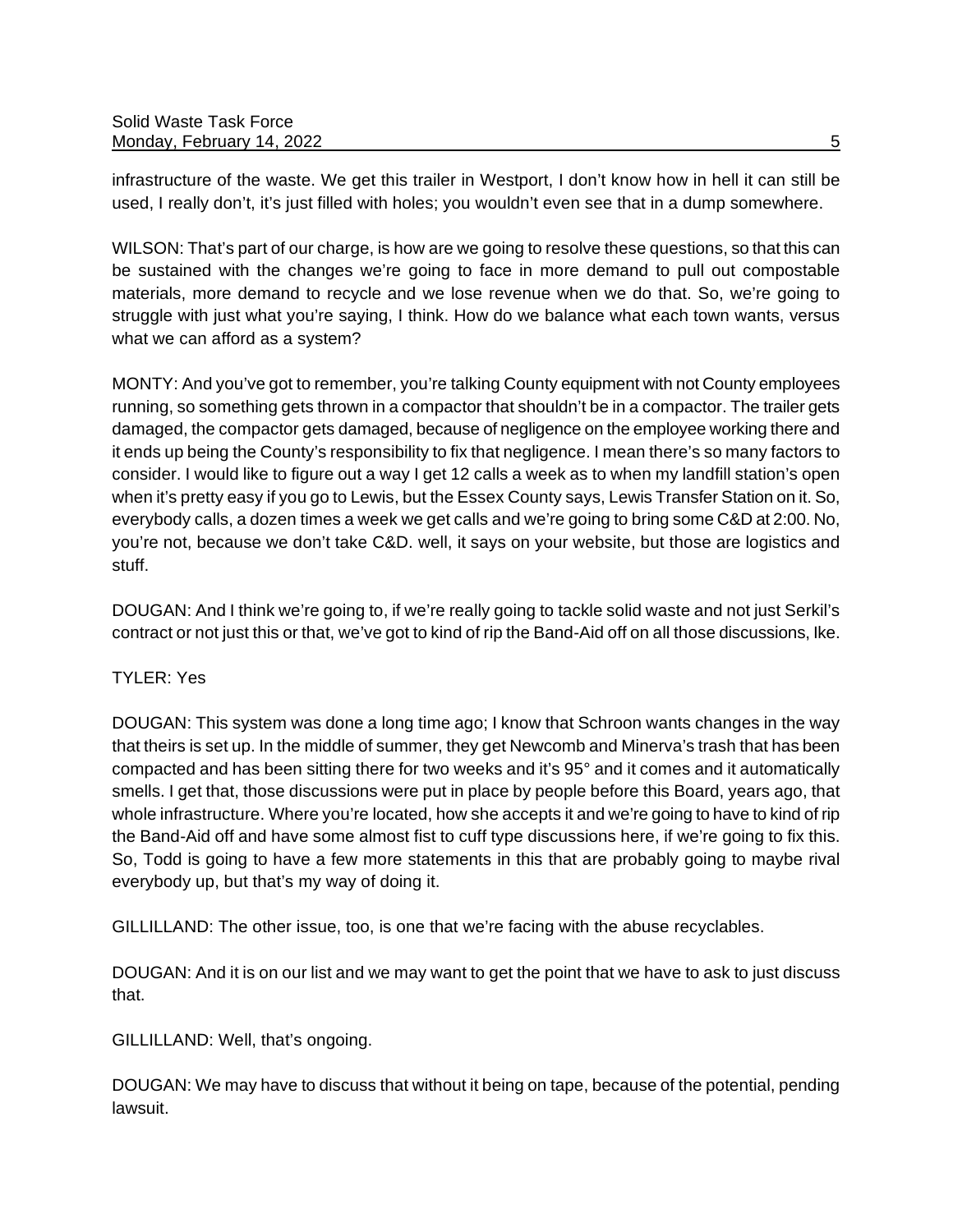infrastructure of the waste. We get this trailer in Westport, I don't know how in hell it can still be used, I really don't, it's just filled with holes; you wouldn't even see that in a dump somewhere.

WILSON: That's part of our charge, is how are we going to resolve these questions, so that this can be sustained with the changes we're going to face in more demand to pull out compostable materials, more demand to recycle and we lose revenue when we do that. So, we're going to struggle with just what you're saying, I think. How do we balance what each town wants, versus what we can afford as a system?

MONTY: And you've got to remember, you're talking County equipment with not County employees running, so something gets thrown in a compactor that shouldn't be in a compactor. The trailer gets damaged, the compactor gets damaged, because of negligence on the employee working there and it ends up being the County's responsibility to fix that negligence. I mean there's so many factors to consider. I would like to figure out a way I get 12 calls a week as to when my landfill station's open when it's pretty easy if you go to Lewis, but the Essex County says, Lewis Transfer Station on it. So, everybody calls, a dozen times a week we get calls and we're going to bring some C&D at 2:00. No, you're not, because we don't take C&D. well, it says on your website, but those are logistics and stuff.

DOUGAN: And I think we're going to, if we're really going to tackle solid waste and not just Serkil's contract or not just this or that, we've got to kind of rip the Band-Aid off on all those discussions, Ike.

TYLER: Yes

DOUGAN: This system was done a long time ago; I know that Schroon wants changes in the way that theirs is set up. In the middle of summer, they get Newcomb and Minerva's trash that has been compacted and has been sitting there for two weeks and it's 95° and it comes and it automatically smells. I get that, those discussions were put in place by people before this Board, years ago, that whole infrastructure. Where you're located, how she accepts it and we're going to have to kind of rip the Band-Aid off and have some almost fist to cuff type discussions here, if we're going to fix this. So, Todd is going to have a few more statements in this that are probably going to maybe rival everybody up, but that's my way of doing it.

GILLILLAND: The other issue, too, is one that we're facing with the abuse recyclables.

DOUGAN: And it is on our list and we may want to get the point that we have to ask to just discuss that.

GILLILLAND: Well, that's ongoing.

DOUGAN: We may have to discuss that without it being on tape, because of the potential, pending lawsuit.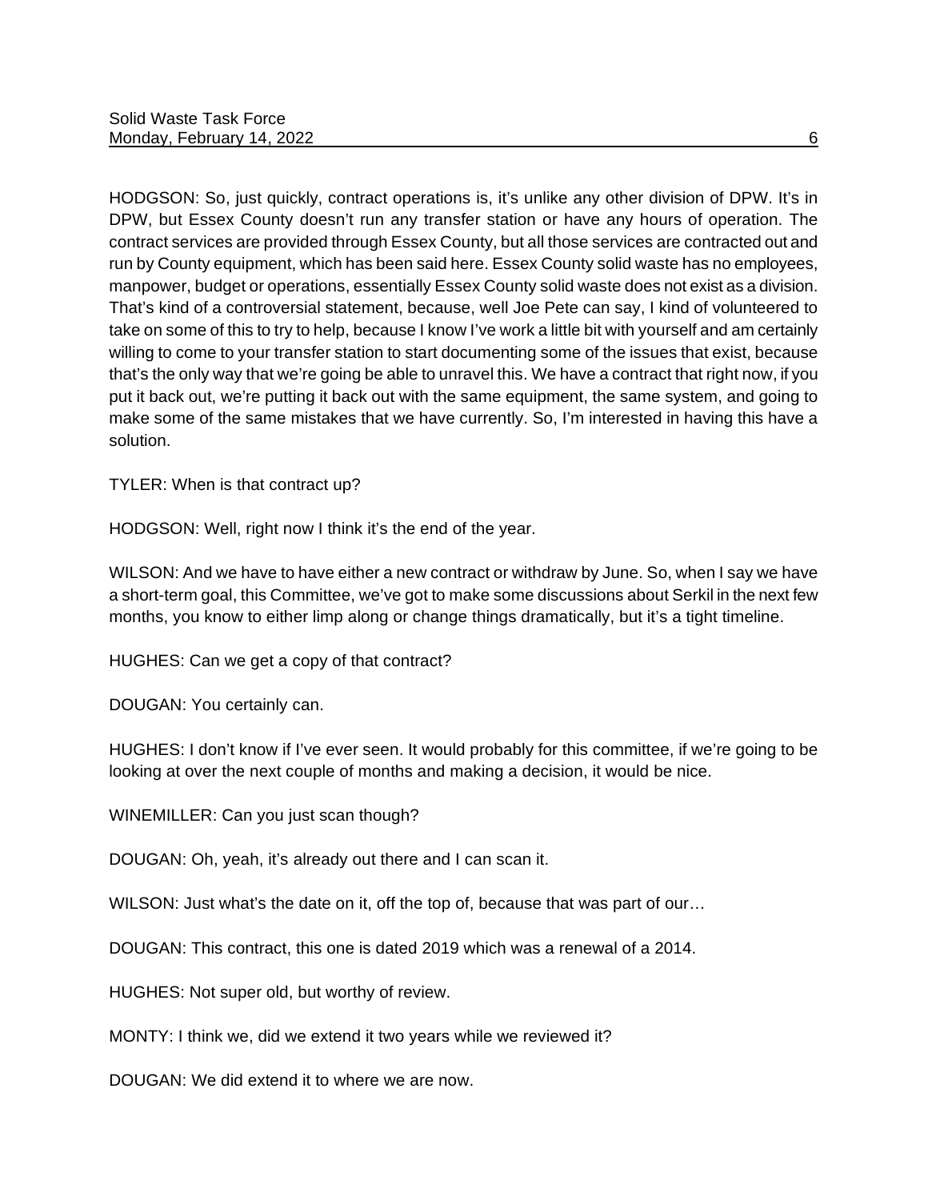HODGSON: So, just quickly, contract operations is, it's unlike any other division of DPW. It's in DPW, but Essex County doesn't run any transfer station or have any hours of operation. The contract services are provided through Essex County, but all those services are contracted out and run by County equipment, which has been said here. Essex County solid waste has no employees, manpower, budget or operations, essentially Essex County solid waste does not exist as a division. That's kind of a controversial statement, because, well Joe Pete can say, I kind of volunteered to take on some of this to try to help, because I know I've work a little bit with yourself and am certainly willing to come to your transfer station to start documenting some of the issues that exist, because that's the only way that we're going be able to unravel this. We have a contract that right now, if you put it back out, we're putting it back out with the same equipment, the same system, and going to make some of the same mistakes that we have currently. So, I'm interested in having this have a solution.

TYLER: When is that contract up?

HODGSON: Well, right now I think it's the end of the year.

WILSON: And we have to have either a new contract or withdraw by June. So, when I say we have a short-term goal, this Committee, we've got to make some discussions about Serkil in the next few months, you know to either limp along or change things dramatically, but it's a tight timeline.

HUGHES: Can we get a copy of that contract?

DOUGAN: You certainly can.

HUGHES: I don't know if I've ever seen. It would probably for this committee, if we're going to be looking at over the next couple of months and making a decision, it would be nice.

WINEMILLER: Can you just scan though?

DOUGAN: Oh, yeah, it's already out there and I can scan it.

WILSON: Just what's the date on it, off the top of, because that was part of our…

DOUGAN: This contract, this one is dated 2019 which was a renewal of a 2014.

HUGHES: Not super old, but worthy of review.

MONTY: I think we, did we extend it two years while we reviewed it?

DOUGAN: We did extend it to where we are now.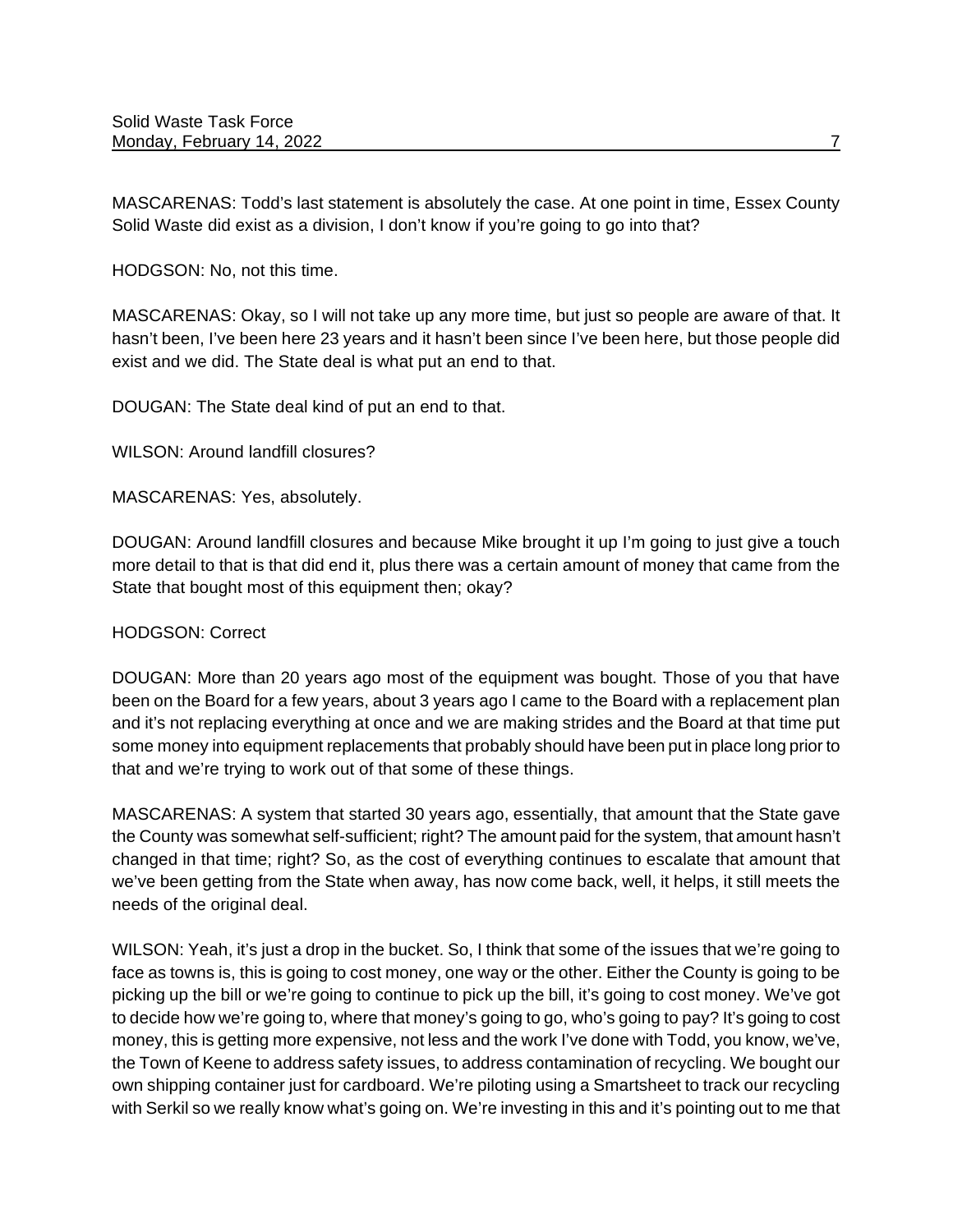MASCARENAS: Todd's last statement is absolutely the case. At one point in time, Essex County Solid Waste did exist as a division, I don't know if you're going to go into that?

HODGSON: No, not this time.

MASCARENAS: Okay, so I will not take up any more time, but just so people are aware of that. It hasn't been, I've been here 23 years and it hasn't been since I've been here, but those people did exist and we did. The State deal is what put an end to that.

DOUGAN: The State deal kind of put an end to that.

WILSON: Around landfill closures?

MASCARENAS: Yes, absolutely.

DOUGAN: Around landfill closures and because Mike brought it up I'm going to just give a touch more detail to that is that did end it, plus there was a certain amount of money that came from the State that bought most of this equipment then; okay?

HODGSON: Correct

DOUGAN: More than 20 years ago most of the equipment was bought. Those of you that have been on the Board for a few years, about 3 years ago I came to the Board with a replacement plan and it's not replacing everything at once and we are making strides and the Board at that time put some money into equipment replacements that probably should have been put in place long prior to that and we're trying to work out of that some of these things.

MASCARENAS: A system that started 30 years ago, essentially, that amount that the State gave the County was somewhat self-sufficient; right? The amount paid for the system, that amount hasn't changed in that time; right? So, as the cost of everything continues to escalate that amount that we've been getting from the State when away, has now come back, well, it helps, it still meets the needs of the original deal.

WILSON: Yeah, it's just a drop in the bucket. So, I think that some of the issues that we're going to face as towns is, this is going to cost money, one way or the other. Either the County is going to be picking up the bill or we're going to continue to pick up the bill, it's going to cost money. We've got to decide how we're going to, where that money's going to go, who's going to pay? It's going to cost money, this is getting more expensive, not less and the work I've done with Todd, you know, we've, the Town of Keene to address safety issues, to address contamination of recycling. We bought our own shipping container just for cardboard. We're piloting using a Smartsheet to track our recycling with Serkil so we really know what's going on. We're investing in this and it's pointing out to me that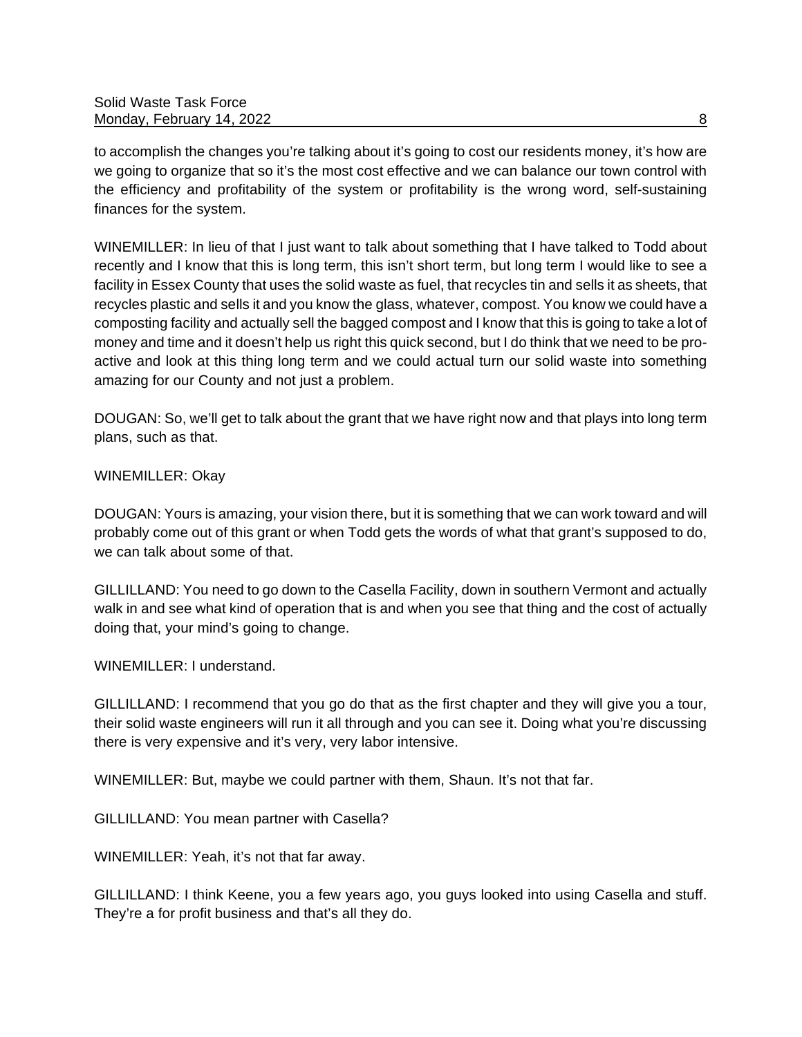to accomplish the changes you're talking about it's going to cost our residents money, it's how are we going to organize that so it's the most cost effective and we can balance our town control with the efficiency and profitability of the system or profitability is the wrong word, self-sustaining finances for the system.

WINEMILLER: In lieu of that I just want to talk about something that I have talked to Todd about recently and I know that this is long term, this isn't short term, but long term I would like to see a facility in Essex County that uses the solid waste as fuel, that recycles tin and sells it as sheets, that recycles plastic and sells it and you know the glass, whatever, compost. You know we could have a composting facility and actually sell the bagged compost and I know that this is going to take a lot of money and time and it doesn't help us right this quick second, but I do think that we need to be pro-active and look at this thing long term and we could actual turn our solid waste into something amazing for our County and not just a problem.

DOUGAN: So, we'll get to talk about the grant that we have right now and that plays into long term plans, such as that.

WINEMILLER: Okay

DOUGAN: Yours is amazing, your vision there, but it is something that we can work toward and will probably come out of this grant or when Todd gets the words of what that grant's supposed to do, we can talk about some of that.

GILLILLAND: You need to go down to the Casella Facility, down in southern Vermont and actually walk in and see what kind of operation that is and when you see that thing and the cost of actually doing that, your mind's going to change.

WINEMILLER: I understand.

GILLILLAND: I recommend that you go do that as the first chapter and they will give you a tour, their solid waste engineers will run it all through and you can see it. Doing what you're discussing there is very expensive and it's very, very labor intensive.

WINEMILLER: But, maybe we could partner with them, Shaun. It's not that far.

GILLILLAND: You mean partner with Casella?

WINEMILLER: Yeah, it's not that far away.

GILLILLAND: I think Keene, you a few years ago, you guys looked into using Casella and stuff. They're a for profit business and that's all they do.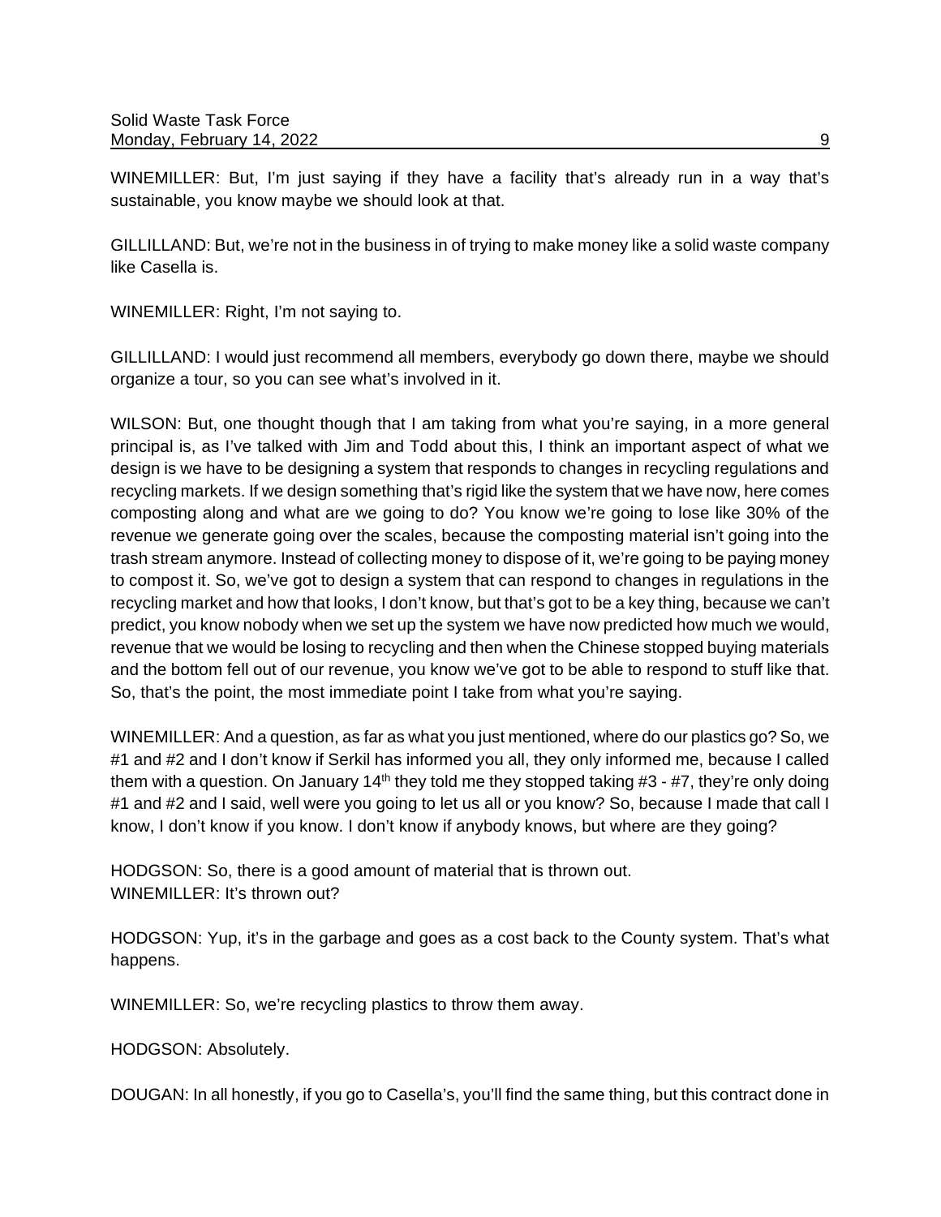WINEMILLER: But, I'm just saying if they have a facility that's already run in a way that's sustainable, you know maybe we should look at that.

GILLILLAND: But, we're not in the business in of trying to make money like a solid waste company like Casella is.

WINEMILLER: Right, I'm not saying to.

GILLILLAND: I would just recommend all members, everybody go down there, maybe we should organize a tour, so you can see what's involved in it.

WILSON: But, one thought though that I am taking from what you're saying, in a more general principal is, as I've talked with Jim and Todd about this, I think an important aspect of what we design is we have to be designing a system that responds to changes in recycling regulations and recycling markets. If we design something that's rigid like the system that we have now, here comes composting along and what are we going to do? You know we're going to lose like 30% of the revenue we generate going over the scales, because the composting material isn't going into the trash stream anymore. Instead of collecting money to dispose of it, we're going to be paying money to compost it. So, we've got to design a system that can respond to changes in regulations in the recycling market and how that looks, I don't know, but that's got to be a key thing, because we can't predict, you know nobody when we set up the system we have now predicted how much we would, revenue that we would be losing to recycling and then when the Chinese stopped buying materials and the bottom fell out of our revenue, you know we've got to be able to respond to stuff like that. So, that's the point, the most immediate point I take from what you're saying.

WINEMILLER: And a question, as far as what you just mentioned, where do our plastics go? So, we #1 and #2 and I don't know if Serkil has informed you all, they only informed me, because I called them with a question. On January 14th they told me they stopped taking #3 - #7, they're only doing #1 and #2 and I said, well were you going to let us all or you know? So, because I made that call I know, I don't know if you know. I don't know if anybody knows, but where are they going?

HODGSON: So, there is a good amount of material that is thrown out.
WINEMILLER: It's thrown out?

HODGSON: Yup, it's in the garbage and goes as a cost back to the County system. That's what happens.

WINEMILLER: So, we're recycling plastics to throw them away.

HODGSON: Absolutely.

DOUGAN: In all honestly, if you go to Casella's, you'll find the same thing, but this contract done in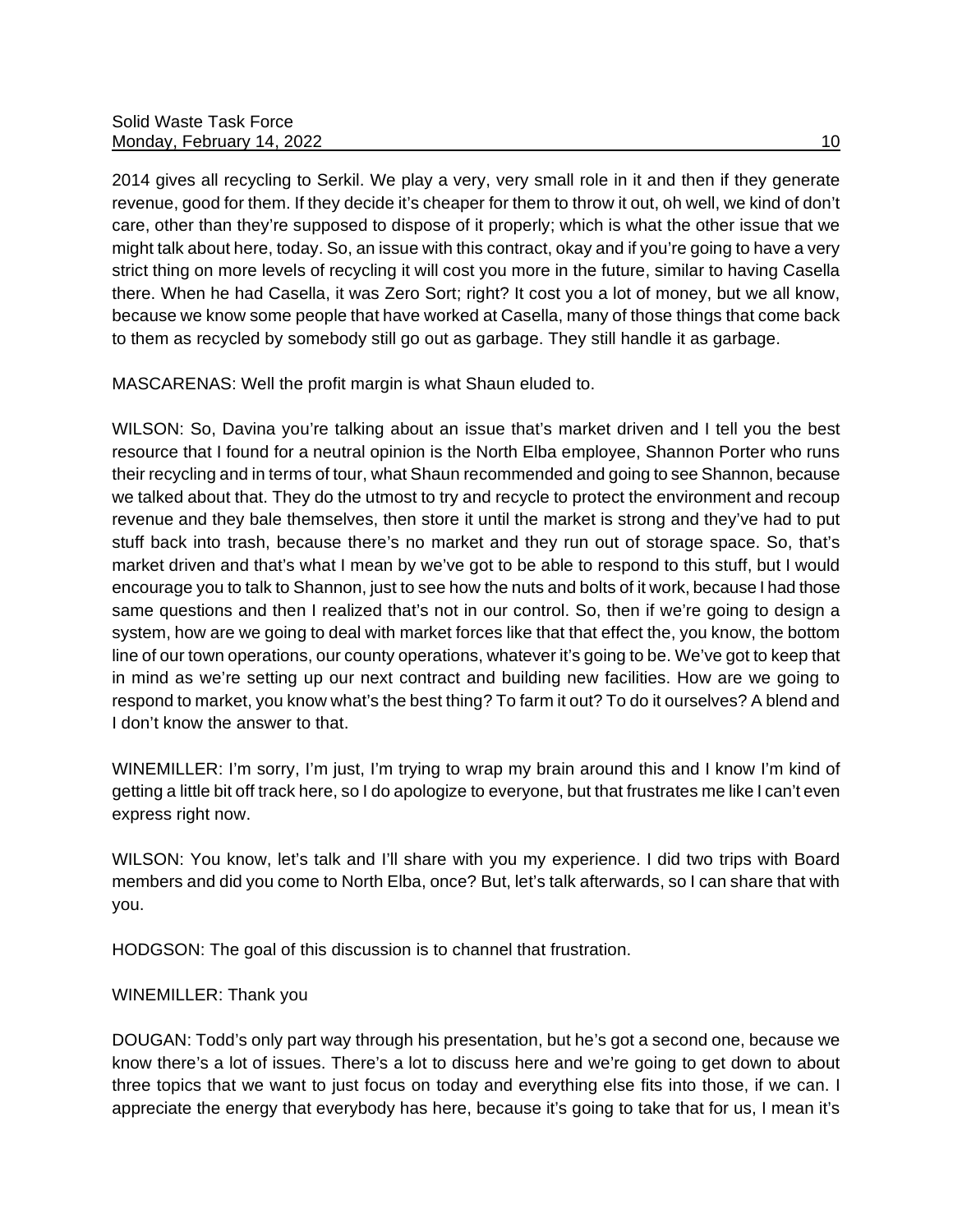2014 gives all recycling to Serkil. We play a very, very small role in it and then if they generate revenue, good for them. If they decide it's cheaper for them to throw it out, oh well, we kind of don't care, other than they're supposed to dispose of it properly; which is what the other issue that we might talk about here, today. So, an issue with this contract, okay and if you're going to have a very strict thing on more levels of recycling it will cost you more in the future, similar to having Casella there. When he had Casella, it was Zero Sort; right? It cost you a lot of money, but we all know, because we know some people that have worked at Casella, many of those things that come back to them as recycled by somebody still go out as garbage. They still handle it as garbage.

MASCARENAS: Well the profit margin is what Shaun eluded to.

WILSON: So, Davina you're talking about an issue that's market driven and I tell you the best resource that I found for a neutral opinion is the North Elba employee, Shannon Porter who runs their recycling and in terms of tour, what Shaun recommended and going to see Shannon, because we talked about that. They do the utmost to try and recycle to protect the environment and recoup revenue and they bale themselves, then store it until the market is strong and they've had to put stuff back into trash, because there's no market and they run out of storage space. So, that's market driven and that's what I mean by we've got to be able to respond to this stuff, but I would encourage you to talk to Shannon, just to see how the nuts and bolts of it work, because I had those same questions and then I realized that's not in our control. So, then if we're going to design a system, how are we going to deal with market forces like that that effect the, you know, the bottom line of our town operations, our county operations, whatever it's going to be. We've got to keep that in mind as we're setting up our next contract and building new facilities. How are we going to respond to market, you know what's the best thing? To farm it out? To do it ourselves? A blend and I don't know the answer to that.

WINEMILLER: I'm sorry, I'm just, I'm trying to wrap my brain around this and I know I'm kind of getting a little bit off track here, so I do apologize to everyone, but that frustrates me like I can't even express right now.

WILSON: You know, let's talk and I'll share with you my experience. I did two trips with Board members and did you come to North Elba, once? But, let's talk afterwards, so I can share that with you.

HODGSON: The goal of this discussion is to channel that frustration.

WINEMILLER: Thank you

DOUGAN: Todd's only part way through his presentation, but he's got a second one, because we know there's a lot of issues. There's a lot to discuss here and we're going to get down to about three topics that we want to just focus on today and everything else fits into those, if we can. I appreciate the energy that everybody has here, because it's going to take that for us, I mean it's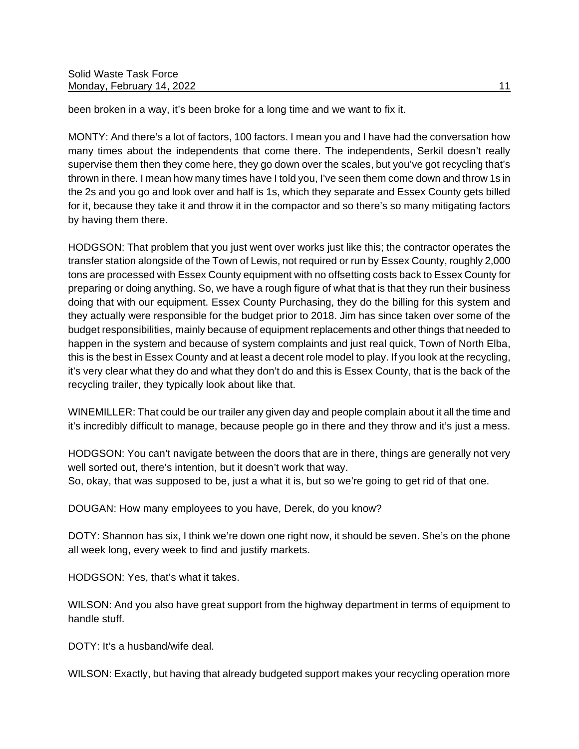been broken in a way, it's been broke for a long time and we want to fix it.

MONTY: And there's a lot of factors, 100 factors. I mean you and I have had the conversation how many times about the independents that come there. The independents, Serkil doesn't really supervise them then they come here, they go down over the scales, but you've got recycling that's thrown in there. I mean how many times have I told you, I've seen them come down and throw 1s in the 2s and you go and look over and half is 1s, which they separate and Essex County gets billed for it, because they take it and throw it in the compactor and so there's so many mitigating factors by having them there.

HODGSON: That problem that you just went over works just like this; the contractor operates the transfer station alongside of the Town of Lewis, not required or run by Essex County, roughly 2,000 tons are processed with Essex County equipment with no offsetting costs back to Essex County for preparing or doing anything. So, we have a rough figure of what that is that they run their business doing that with our equipment. Essex County Purchasing, they do the billing for this system and they actually were responsible for the budget prior to 2018. Jim has since taken over some of the budget responsibilities, mainly because of equipment replacements and other things that needed to happen in the system and because of system complaints and just real quick, Town of North Elba, this is the best in Essex County and at least a decent role model to play. If you look at the recycling, it's very clear what they do and what they don't do and this is Essex County, that is the back of the recycling trailer, they typically look about like that.

WINEMILLER: That could be our trailer any given day and people complain about it all the time and it's incredibly difficult to manage, because people go in there and they throw and it's just a mess.

HODGSON: You can't navigate between the doors that are in there, things are generally not very well sorted out, there's intention, but it doesn't work that way.
So, okay, that was supposed to be, just a what it is, but so we're going to get rid of that one.

DOUGAN: How many employees to you have, Derek, do you know?

DOTY: Shannon has six, I think we're down one right now, it should be seven. She's on the phone all week long, every week to find and justify markets.

HODGSON: Yes, that's what it takes.

WILSON: And you also have great support from the highway department in terms of equipment to handle stuff.

DOTY: It's a husband/wife deal.

WILSON: Exactly, but having that already budgeted support makes your recycling operation more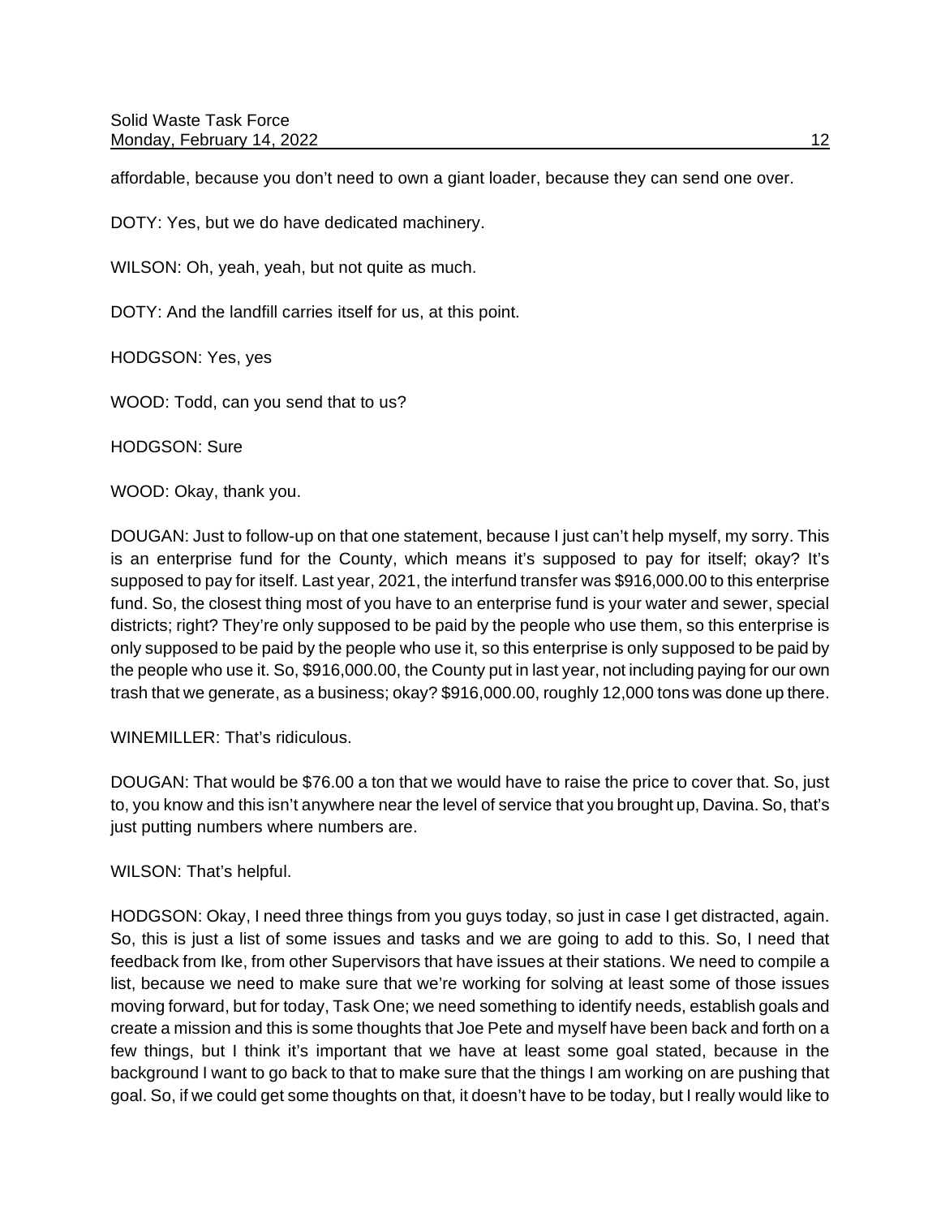affordable, because you don't need to own a giant loader, because they can send one over.

DOTY: Yes, but we do have dedicated machinery.

WILSON: Oh, yeah, yeah, but not quite as much.

DOTY: And the landfill carries itself for us, at this point.

HODGSON: Yes, yes

WOOD: Todd, can you send that to us?

HODGSON: Sure

WOOD: Okay, thank you.

DOUGAN: Just to follow-up on that one statement, because I just can't help myself, my sorry. This is an enterprise fund for the County, which means it's supposed to pay for itself; okay? It's supposed to pay for itself. Last year, 2021, the interfund transfer was $916,000.00 to this enterprise fund. So, the closest thing most of you have to an enterprise fund is your water and sewer, special districts; right? They're only supposed to be paid by the people who use them, so this enterprise is only supposed to be paid by the people who use it, so this enterprise is only supposed to be paid by the people who use it. So, $916,000.00, the County put in last year, not including paying for our own trash that we generate, as a business; okay? $916,000.00, roughly 12,000 tons was done up there.

WINEMILLER: That's ridiculous.

DOUGAN: That would be $76.00 a ton that we would have to raise the price to cover that. So, just to, you know and this isn't anywhere near the level of service that you brought up, Davina. So, that's just putting numbers where numbers are.

WILSON: That's helpful.

HODGSON: Okay, I need three things from you guys today, so just in case I get distracted, again. So, this is just a list of some issues and tasks and we are going to add to this. So, I need that feedback from Ike, from other Supervisors that have issues at their stations. We need to compile a list, because we need to make sure that we're working for solving at least some of those issues moving forward, but for today, Task One; we need something to identify needs, establish goals and create a mission and this is some thoughts that Joe Pete and myself have been back and forth on a few things, but I think it's important that we have at least some goal stated, because in the background I want to go back to that to make sure that the things I am working on are pushing that goal. So, if we could get some thoughts on that, it doesn't have to be today, but I really would like to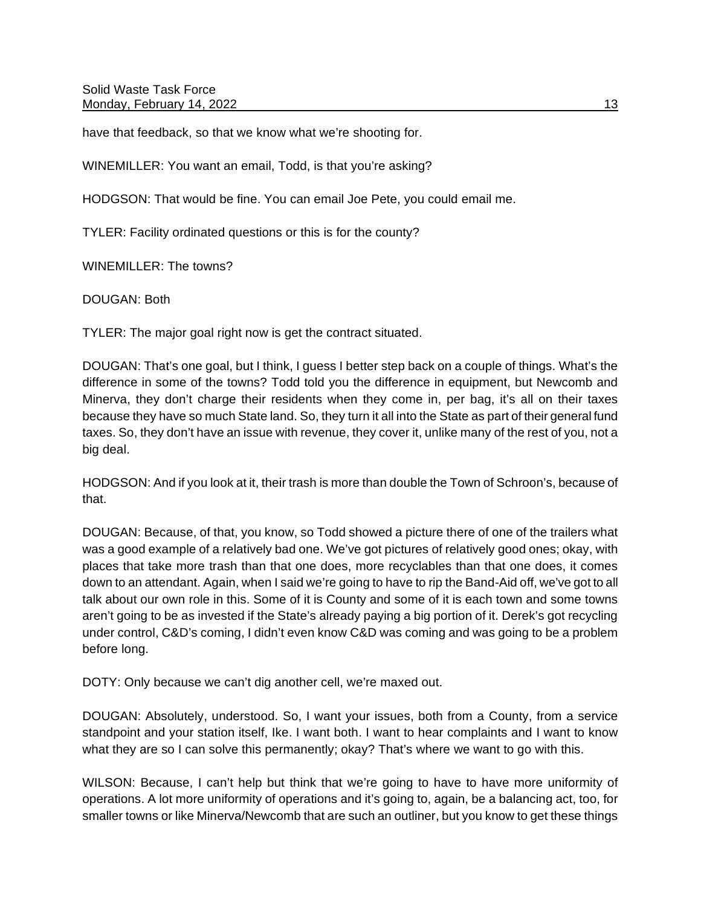have that feedback, so that we know what we're shooting for.

WINEMILLER: You want an email, Todd, is that you're asking?

HODGSON: That would be fine. You can email Joe Pete, you could email me.

TYLER: Facility ordinated questions or this is for the county?

WINEMILLER: The towns?

DOUGAN: Both

TYLER: The major goal right now is get the contract situated.

DOUGAN: That's one goal, but I think, I guess I better step back on a couple of things. What's the difference in some of the towns? Todd told you the difference in equipment, but Newcomb and Minerva, they don't charge their residents when they come in, per bag, it's all on their taxes because they have so much State land. So, they turn it all into the State as part of their general fund taxes. So, they don't have an issue with revenue, they cover it, unlike many of the rest of you, not a big deal.

HODGSON: And if you look at it, their trash is more than double the Town of Schroon's, because of that.

DOUGAN: Because, of that, you know, so Todd showed a picture there of one of the trailers what was a good example of a relatively bad one. We've got pictures of relatively good ones; okay, with places that take more trash than that one does, more recyclables than that one does, it comes down to an attendant. Again, when I said we're going to have to rip the Band-Aid off, we've got to all talk about our own role in this. Some of it is County and some of it is each town and some towns aren't going to be as invested if the State's already paying a big portion of it. Derek's got recycling under control, C&D's coming, I didn't even know C&D was coming and was going to be a problem before long.

DOTY: Only because we can't dig another cell, we're maxed out.

DOUGAN: Absolutely, understood. So, I want your issues, both from a County, from a service standpoint and your station itself, Ike. I want both. I want to hear complaints and I want to know what they are so I can solve this permanently; okay? That's where we want to go with this.

WILSON: Because, I can't help but think that we're going to have to have more uniformity of operations. A lot more uniformity of operations and it's going to, again, be a balancing act, too, for smaller towns or like Minerva/Newcomb that are such an outliner, but you know to get these things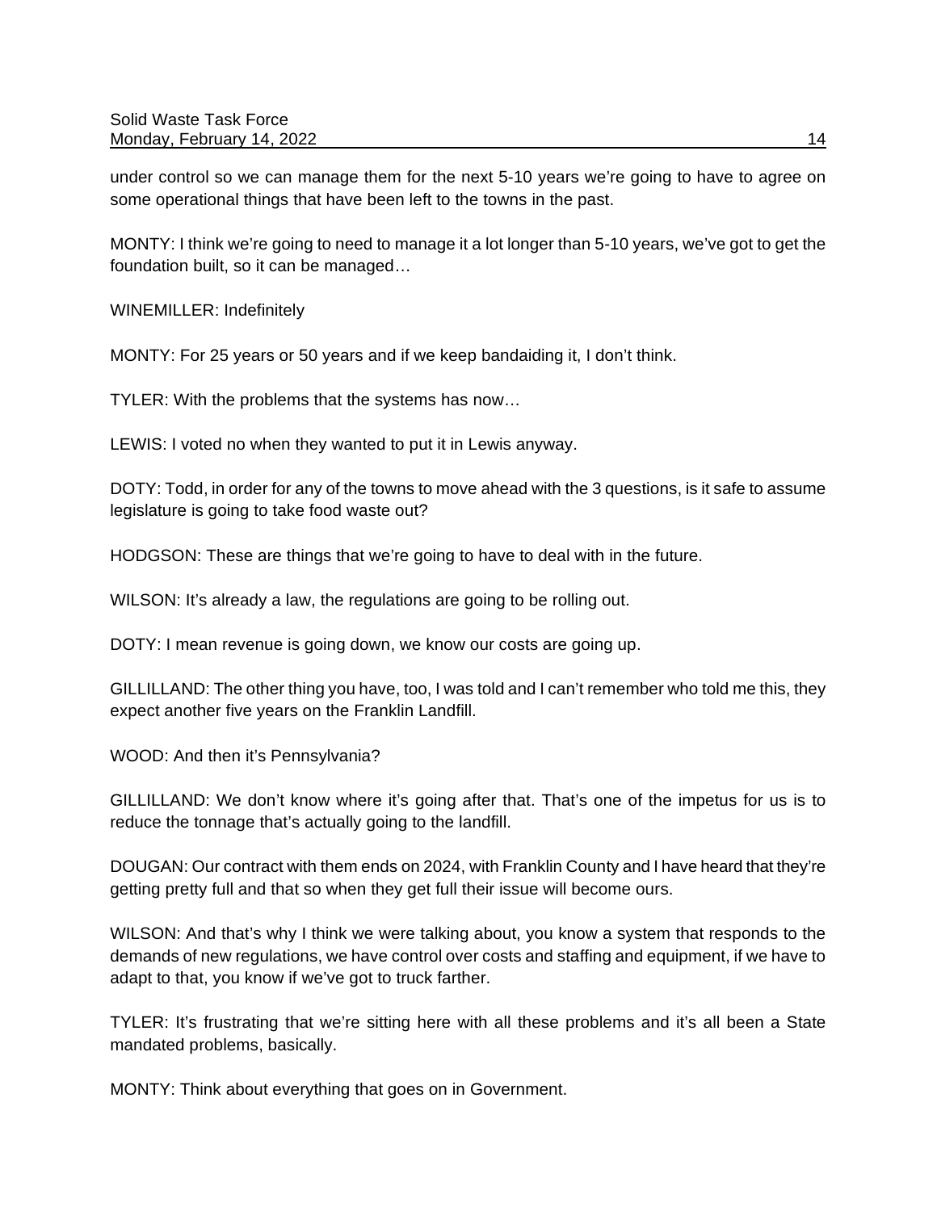under control so we can manage them for the next 5-10 years we're going to have to agree on some operational things that have been left to the towns in the past.

MONTY: I think we're going to need to manage it a lot longer than 5-10 years, we've got to get the foundation built, so it can be managed…

WINEMILLER: Indefinitely

MONTY: For 25 years or 50 years and if we keep bandaiding it, I don't think.

TYLER: With the problems that the systems has now…

LEWIS: I voted no when they wanted to put it in Lewis anyway.

DOTY: Todd, in order for any of the towns to move ahead with the 3 questions, is it safe to assume legislature is going to take food waste out?

HODGSON: These are things that we're going to have to deal with in the future.

WILSON: It's already a law, the regulations are going to be rolling out.

DOTY: I mean revenue is going down, we know our costs are going up.

GILLILLAND: The other thing you have, too, I was told and I can't remember who told me this, they expect another five years on the Franklin Landfill.

WOOD: And then it's Pennsylvania?

GILLILLAND: We don't know where it's going after that. That's one of the impetus for us is to reduce the tonnage that's actually going to the landfill.

DOUGAN: Our contract with them ends on 2024, with Franklin County and I have heard that they're getting pretty full and that so when they get full their issue will become ours.

WILSON: And that's why I think we were talking about, you know a system that responds to the demands of new regulations, we have control over costs and staffing and equipment, if we have to adapt to that, you know if we've got to truck farther.

TYLER: It's frustrating that we're sitting here with all these problems and it's all been a State mandated problems, basically.

MONTY: Think about everything that goes on in Government.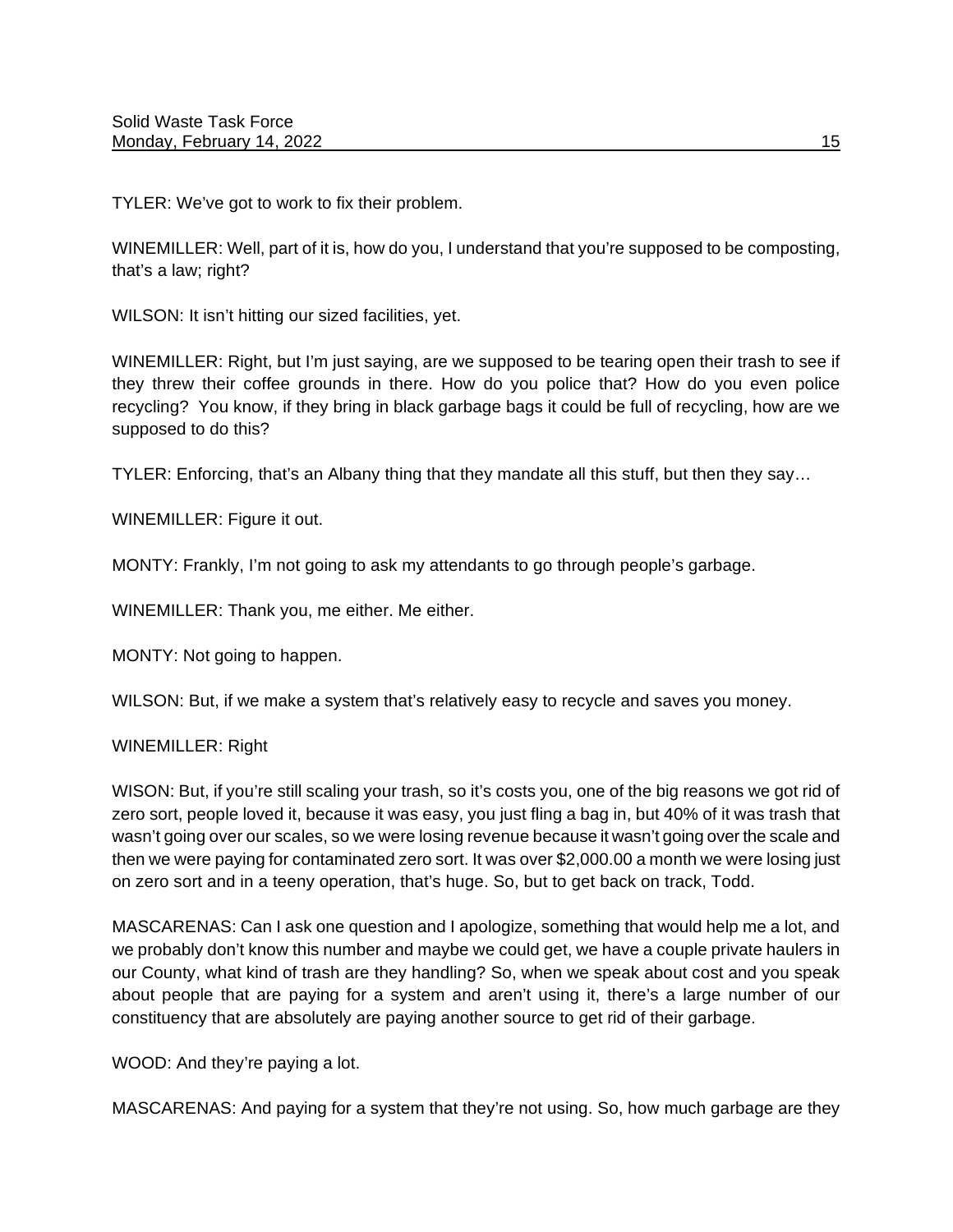TYLER: We've got to work to fix their problem.

WINEMILLER: Well, part of it is, how do you, I understand that you're supposed to be composting, that's a law; right?

WILSON: It isn't hitting our sized facilities, yet.

WINEMILLER: Right, but I'm just saying, are we supposed to be tearing open their trash to see if they threw their coffee grounds in there. How do you police that? How do you even police recycling? You know, if they bring in black garbage bags it could be full of recycling, how are we supposed to do this?

TYLER: Enforcing, that's an Albany thing that they mandate all this stuff, but then they say…

WINEMILLER: Figure it out.

MONTY: Frankly, I'm not going to ask my attendants to go through people's garbage.

WINEMILLER: Thank you, me either. Me either.

MONTY: Not going to happen.

WILSON: But, if we make a system that's relatively easy to recycle and saves you money.

WINEMILLER: Right

WISON: But, if you're still scaling your trash, so it's costs you, one of the big reasons we got rid of zero sort, people loved it, because it was easy, you just fling a bag in, but 40% of it was trash that wasn't going over our scales, so we were losing revenue because it wasn't going over the scale and then we were paying for contaminated zero sort. It was over $2,000.00 a month we were losing just on zero sort and in a teeny operation, that's huge. So, but to get back on track, Todd.

MASCARENAS: Can I ask one question and I apologize, something that would help me a lot, and we probably don't know this number and maybe we could get, we have a couple private haulers in our County, what kind of trash are they handling? So, when we speak about cost and you speak about people that are paying for a system and aren't using it, there's a large number of our constituency that are absolutely are paying another source to get rid of their garbage.

WOOD: And they're paying a lot.

MASCARENAS: And paying for a system that they're not using. So, how much garbage are they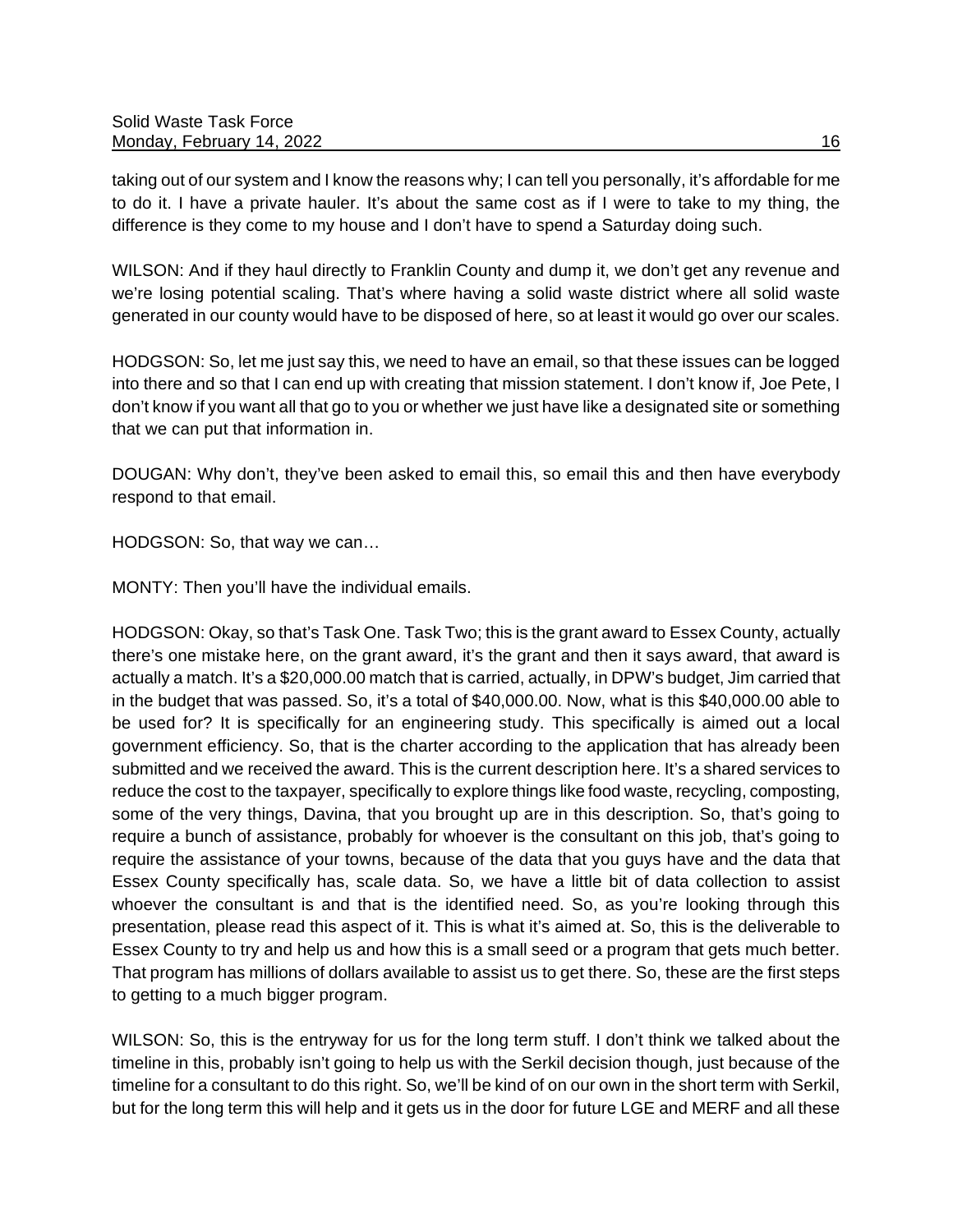taking out of our system and I know the reasons why; I can tell you personally, it's affordable for me to do it. I have a private hauler. It's about the same cost as if I were to take to my thing, the difference is they come to my house and I don't have to spend a Saturday doing such.

WILSON: And if they haul directly to Franklin County and dump it, we don't get any revenue and we're losing potential scaling. That's where having a solid waste district where all solid waste generated in our county would have to be disposed of here, so at least it would go over our scales.

HODGSON: So, let me just say this, we need to have an email, so that these issues can be logged into there and so that I can end up with creating that mission statement. I don't know if, Joe Pete, I don't know if you want all that go to you or whether we just have like a designated site or something that we can put that information in.

DOUGAN: Why don't, they've been asked to email this, so email this and then have everybody respond to that email.

HODGSON: So, that way we can…

MONTY: Then you'll have the individual emails.

HODGSON: Okay, so that's Task One. Task Two; this is the grant award to Essex County, actually there's one mistake here, on the grant award, it's the grant and then it says award, that award is actually a match. It's a $20,000.00 match that is carried, actually, in DPW's budget, Jim carried that in the budget that was passed. So, it's a total of $40,000.00. Now, what is this $40,000.00 able to be used for? It is specifically for an engineering study. This specifically is aimed out a local government efficiency. So, that is the charter according to the application that has already been submitted and we received the award. This is the current description here. It's a shared services to reduce the cost to the taxpayer, specifically to explore things like food waste, recycling, composting, some of the very things, Davina, that you brought up are in this description. So, that's going to require a bunch of assistance, probably for whoever is the consultant on this job, that's going to require the assistance of your towns, because of the data that you guys have and the data that Essex County specifically has, scale data. So, we have a little bit of data collection to assist whoever the consultant is and that is the identified need. So, as you're looking through this presentation, please read this aspect of it. This is what it's aimed at. So, this is the deliverable to Essex County to try and help us and how this is a small seed or a program that gets much better. That program has millions of dollars available to assist us to get there. So, these are the first steps to getting to a much bigger program.

WILSON: So, this is the entryway for us for the long term stuff. I don't think we talked about the timeline in this, probably isn't going to help us with the Serkil decision though, just because of the timeline for a consultant to do this right. So, we'll be kind of on our own in the short term with Serkil, but for the long term this will help and it gets us in the door for future LGE and MERF and all these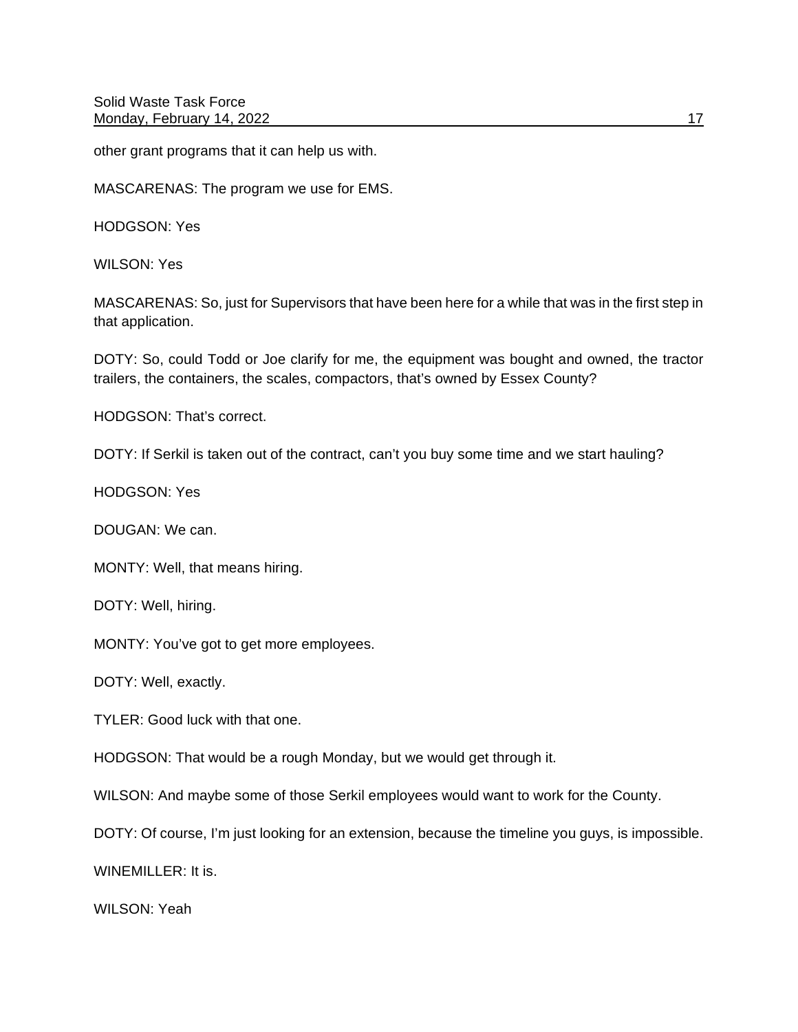other grant programs that it can help us with.

MASCARENAS: The program we use for EMS.

HODGSON: Yes

WILSON: Yes

MASCARENAS: So, just for Supervisors that have been here for a while that was in the first step in that application.

DOTY: So, could Todd or Joe clarify for me, the equipment was bought and owned, the tractor trailers, the containers, the scales, compactors, that's owned by Essex County?

HODGSON: That's correct.

DOTY: If Serkil is taken out of the contract, can't you buy some time and we start hauling?

HODGSON: Yes

DOUGAN: We can.

MONTY: Well, that means hiring.

DOTY: Well, hiring.

MONTY: You've got to get more employees.

DOTY: Well, exactly.

TYLER: Good luck with that one.

HODGSON: That would be a rough Monday, but we would get through it.

WILSON: And maybe some of those Serkil employees would want to work for the County.

DOTY: Of course, I'm just looking for an extension, because the timeline you guys, is impossible.

WINEMILLER: It is.

WILSON: Yeah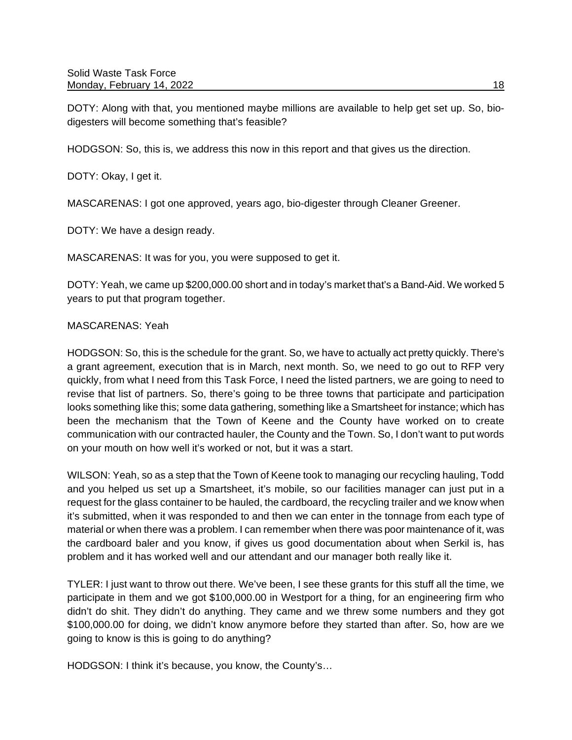DOTY: Along with that, you mentioned maybe millions are available to help get set up. So, bio-digesters will become something that's feasible?

HODGSON: So, this is, we address this now in this report and that gives us the direction.

DOTY: Okay, I get it.

MASCARENAS: I got one approved, years ago, bio-digester through Cleaner Greener.

DOTY: We have a design ready.

MASCARENAS: It was for you, you were supposed to get it.

DOTY: Yeah, we came up $200,000.00 short and in today's market that's a Band-Aid. We worked 5 years to put that program together.

MASCARENAS: Yeah

HODGSON: So, this is the schedule for the grant. So, we have to actually act pretty quickly. There's a grant agreement, execution that is in March, next month. So, we need to go out to RFP very quickly, from what I need from this Task Force, I need the listed partners, we are going to need to revise that list of partners. So, there's going to be three towns that participate and participation looks something like this; some data gathering, something like a Smartsheet for instance; which has been the mechanism that the Town of Keene and the County have worked on to create communication with our contracted hauler, the County and the Town. So, I don't want to put words on your mouth on how well it's worked or not, but it was a start.

WILSON: Yeah, so as a step that the Town of Keene took to managing our recycling hauling, Todd and you helped us set up a Smartsheet, it's mobile, so our facilities manager can just put in a request for the glass container to be hauled, the cardboard, the recycling trailer and we know when it's submitted, when it was responded to and then we can enter in the tonnage from each type of material or when there was a problem. I can remember when there was poor maintenance of it, was the cardboard baler and you know, if gives us good documentation about when Serkil is, has problem and it has worked well and our attendant and our manager both really like it.

TYLER: I just want to throw out there. We've been, I see these grants for this stuff all the time, we participate in them and we got $100,000.00 in Westport for a thing, for an engineering firm who didn't do shit. They didn't do anything. They came and we threw some numbers and they got $100,000.00 for doing, we didn't know anymore before they started than after. So, how are we going to know is this is going to do anything?

HODGSON: I think it's because, you know, the County's…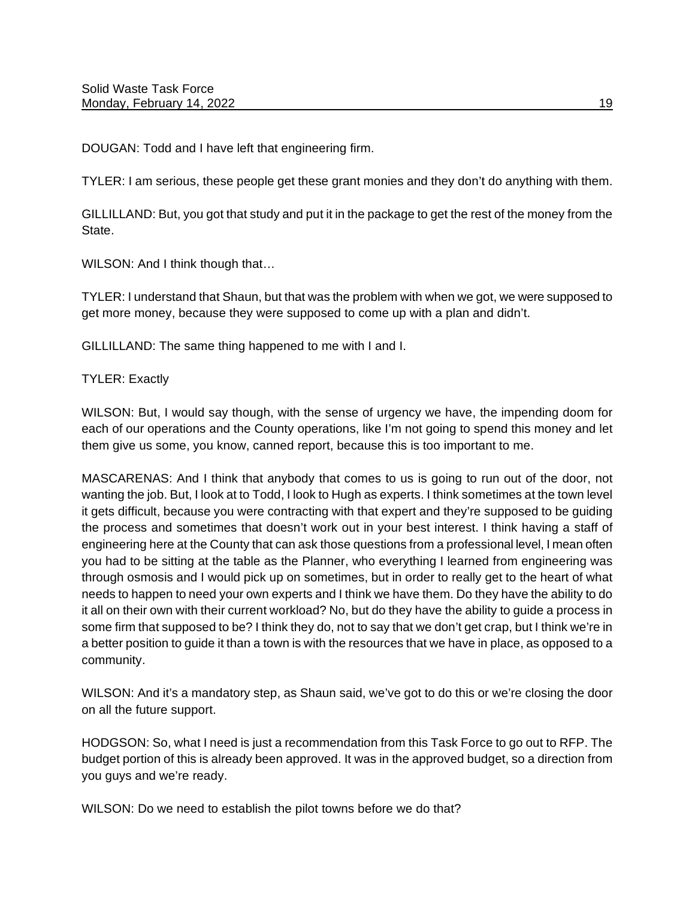DOUGAN: Todd and I have left that engineering firm.

TYLER: I am serious, these people get these grant monies and they don't do anything with them.

GILLILLAND: But, you got that study and put it in the package to get the rest of the money from the State.

WILSON: And I think though that…

TYLER: I understand that Shaun, but that was the problem with when we got, we were supposed to get more money, because they were supposed to come up with a plan and didn't.

GILLILLAND: The same thing happened to me with I and I.

TYLER: Exactly

WILSON: But, I would say though, with the sense of urgency we have, the impending doom for each of our operations and the County operations, like I'm not going to spend this money and let them give us some, you know, canned report, because this is too important to me.

MASCARENAS: And I think that anybody that comes to us is going to run out of the door, not wanting the job. But, I look at to Todd, I look to Hugh as experts. I think sometimes at the town level it gets difficult, because you were contracting with that expert and they're supposed to be guiding the process and sometimes that doesn't work out in your best interest. I think having a staff of engineering here at the County that can ask those questions from a professional level, I mean often you had to be sitting at the table as the Planner, who everything I learned from engineering was through osmosis and I would pick up on sometimes, but in order to really get to the heart of what needs to happen to need your own experts and I think we have them. Do they have the ability to do it all on their own with their current workload? No, but do they have the ability to guide a process in some firm that supposed to be? I think they do, not to say that we don't get crap, but I think we're in a better position to guide it than a town is with the resources that we have in place, as opposed to a community.

WILSON: And it's a mandatory step, as Shaun said, we've got to do this or we're closing the door on all the future support.

HODGSON: So, what I need is just a recommendation from this Task Force to go out to RFP. The budget portion of this is already been approved. It was in the approved budget, so a direction from you guys and we're ready.

WILSON: Do we need to establish the pilot towns before we do that?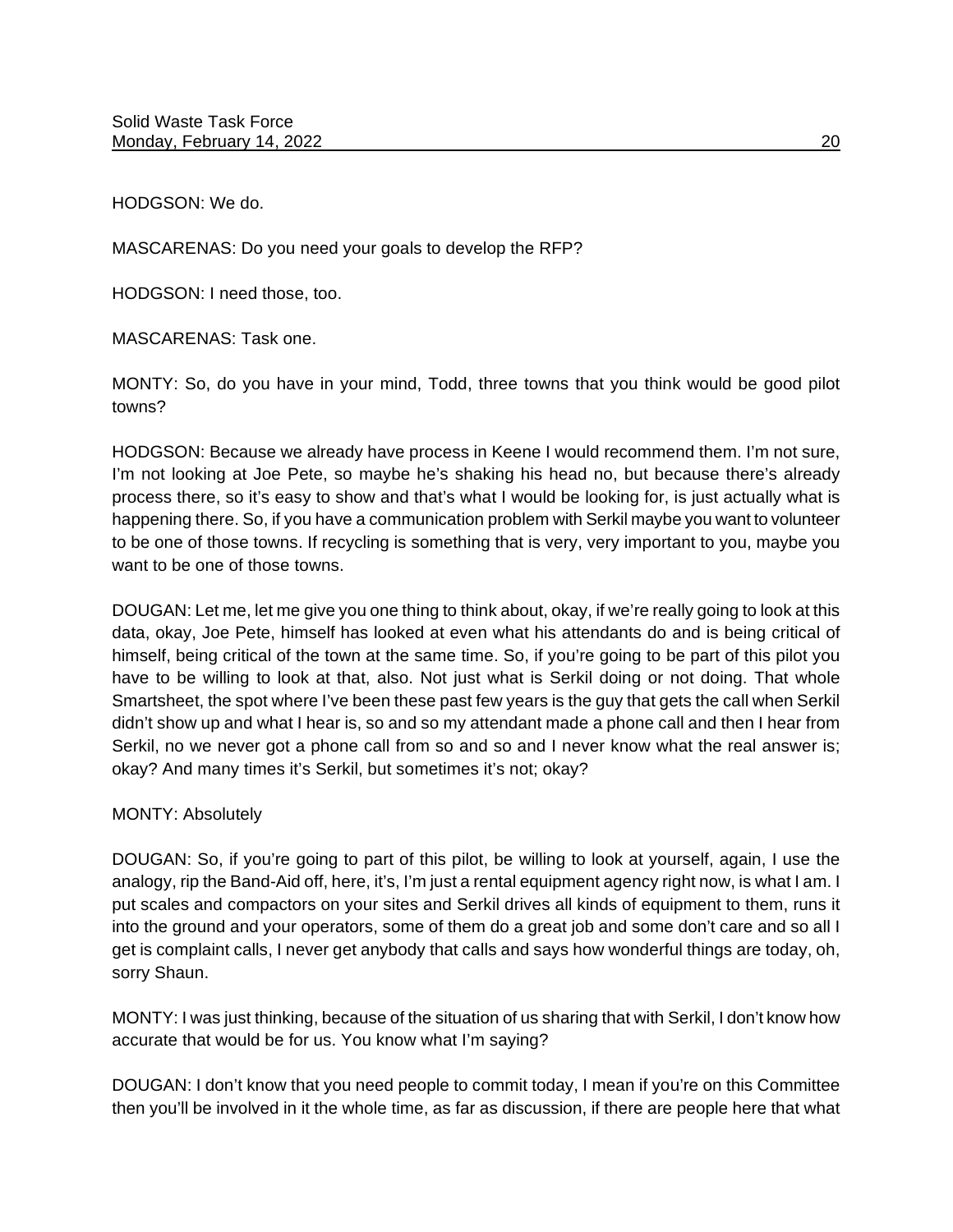HODGSON: We do.

MASCARENAS: Do you need your goals to develop the RFP?

HODGSON: I need those, too.

MASCARENAS: Task one.

MONTY: So, do you have in your mind, Todd, three towns that you think would be good pilot towns?

HODGSON: Because we already have process in Keene I would recommend them. I'm not sure, I'm not looking at Joe Pete, so maybe he's shaking his head no, but because there's already process there, so it's easy to show and that's what I would be looking for, is just actually what is happening there. So, if you have a communication problem with Serkil maybe you want to volunteer to be one of those towns. If recycling is something that is very, very important to you, maybe you want to be one of those towns.

DOUGAN: Let me, let me give you one thing to think about, okay, if we're really going to look at this data, okay, Joe Pete, himself has looked at even what his attendants do and is being critical of himself, being critical of the town at the same time. So, if you're going to be part of this pilot you have to be willing to look at that, also. Not just what is Serkil doing or not doing. That whole Smartsheet, the spot where I've been these past few years is the guy that gets the call when Serkil didn't show up and what I hear is, so and so my attendant made a phone call and then I hear from Serkil, no we never got a phone call from so and so and I never know what the real answer is; okay? And many times it's Serkil, but sometimes it's not; okay?

MONTY: Absolutely

DOUGAN: So, if you're going to part of this pilot, be willing to look at yourself, again, I use the analogy, rip the Band-Aid off, here, it's, I'm just a rental equipment agency right now, is what I am. I put scales and compactors on your sites and Serkil drives all kinds of equipment to them, runs it into the ground and your operators, some of them do a great job and some don't care and so all I get is complaint calls, I never get anybody that calls and says how wonderful things are today, oh, sorry Shaun.

MONTY: I was just thinking, because of the situation of us sharing that with Serkil, I don't know how accurate that would be for us. You know what I'm saying?

DOUGAN: I don't know that you need people to commit today, I mean if you're on this Committee then you'll be involved in it the whole time, as far as discussion, if there are people here that what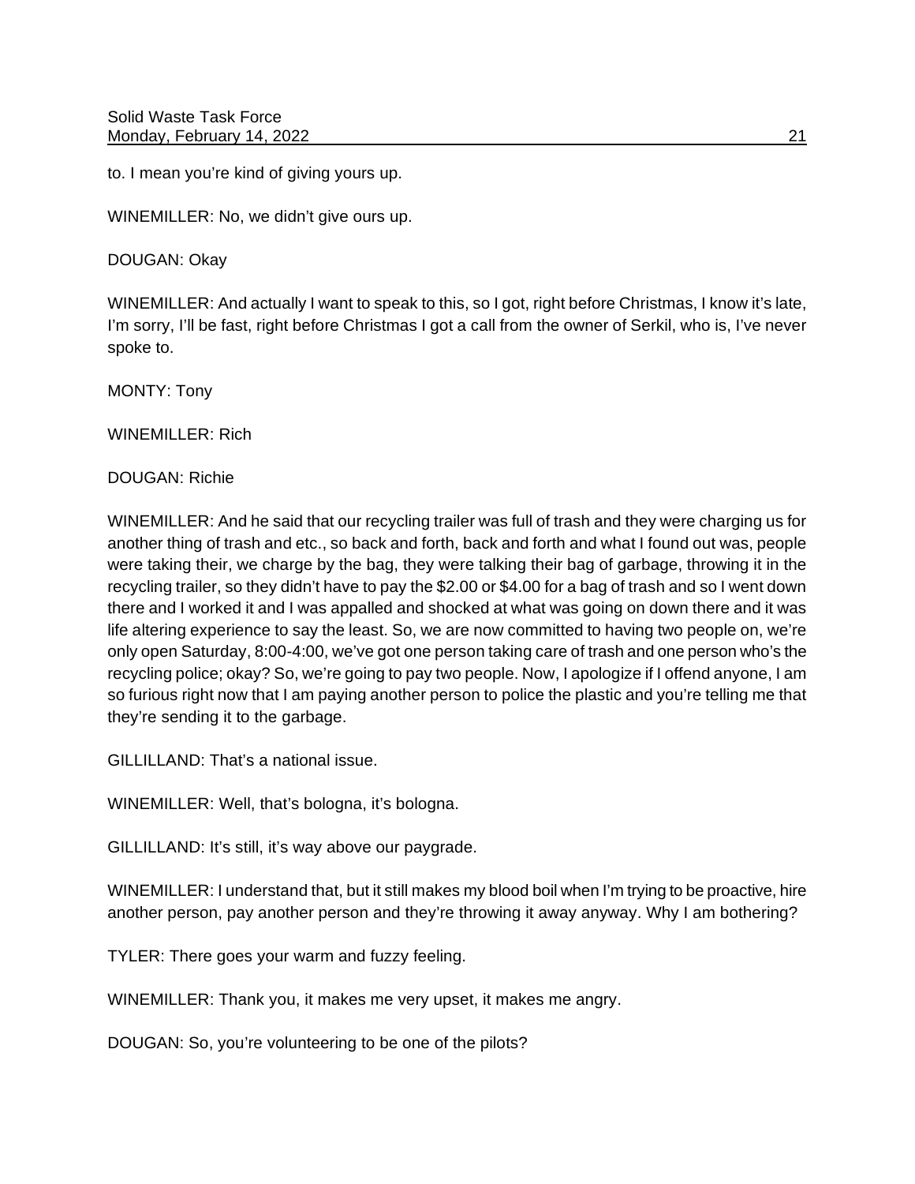to. I mean you're kind of giving yours up.

WINEMILLER: No, we didn't give ours up.

DOUGAN: Okay

WINEMILLER: And actually I want to speak to this, so I got, right before Christmas, I know it's late, I'm sorry, I'll be fast, right before Christmas I got a call from the owner of Serkil, who is, I've never spoke to.

MONTY: Tony

WINEMILLER: Rich

DOUGAN: Richie

WINEMILLER: And he said that our recycling trailer was full of trash and they were charging us for another thing of trash and etc., so back and forth, back and forth and what I found out was, people were taking their, we charge by the bag, they were talking their bag of garbage, throwing it in the recycling trailer, so they didn't have to pay the $2.00 or $4.00 for a bag of trash and so I went down there and I worked it and I was appalled and shocked at what was going on down there and it was life altering experience to say the least. So, we are now committed to having two people on, we're only open Saturday, 8:00-4:00, we've got one person taking care of trash and one person who's the recycling police; okay? So, we're going to pay two people. Now, I apologize if I offend anyone, I am so furious right now that I am paying another person to police the plastic and you're telling me that they're sending it to the garbage.

GILLILLAND: That's a national issue.

WINEMILLER: Well, that's bologna, it's bologna.

GILLILLAND: It's still, it's way above our paygrade.

WINEMILLER: I understand that, but it still makes my blood boil when I'm trying to be proactive, hire another person, pay another person and they're throwing it away anyway. Why I am bothering?

TYLER: There goes your warm and fuzzy feeling.

WINEMILLER: Thank you, it makes me very upset, it makes me angry.

DOUGAN: So, you're volunteering to be one of the pilots?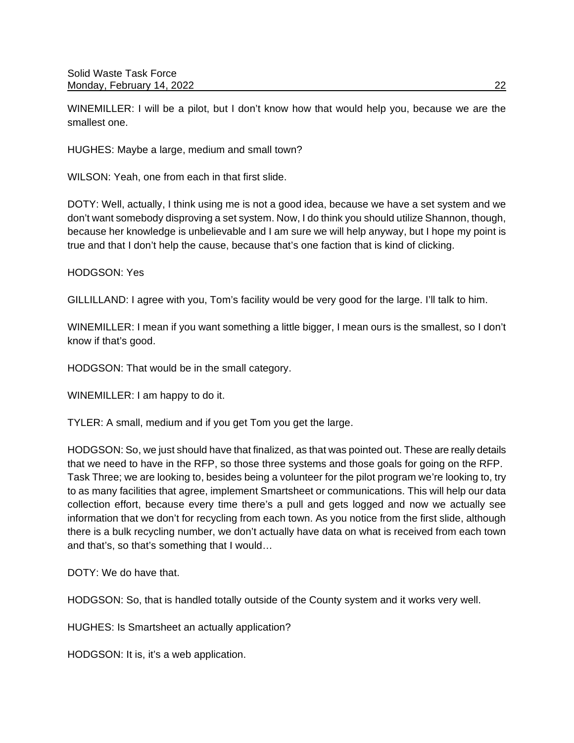WINEMILLER: I will be a pilot, but I don't know how that would help you, because we are the smallest one.

HUGHES: Maybe a large, medium and small town?

WILSON: Yeah, one from each in that first slide.

DOTY: Well, actually, I think using me is not a good idea, because we have a set system and we don't want somebody disproving a set system. Now, I do think you should utilize Shannon, though, because her knowledge is unbelievable and I am sure we will help anyway, but I hope my point is true and that I don't help the cause, because that's one faction that is kind of clicking.

HODGSON: Yes

GILLILLAND: I agree with you, Tom's facility would be very good for the large. I'll talk to him.

WINEMILLER: I mean if you want something a little bigger, I mean ours is the smallest, so I don't know if that's good.

HODGSON: That would be in the small category.

WINEMILLER: I am happy to do it.

TYLER: A small, medium and if you get Tom you get the large.

HODGSON: So, we just should have that finalized, as that was pointed out. These are really details that we need to have in the RFP, so those three systems and those goals for going on the RFP. Task Three; we are looking to, besides being a volunteer for the pilot program we're looking to, try to as many facilities that agree, implement Smartsheet or communications. This will help our data collection effort, because every time there's a pull and gets logged and now we actually see information that we don't for recycling from each town. As you notice from the first slide, although there is a bulk recycling number, we don't actually have data on what is received from each town and that's, so that's something that I would…

DOTY: We do have that.

HODGSON: So, that is handled totally outside of the County system and it works very well.

HUGHES: Is Smartsheet an actually application?

HODGSON: It is, it's a web application.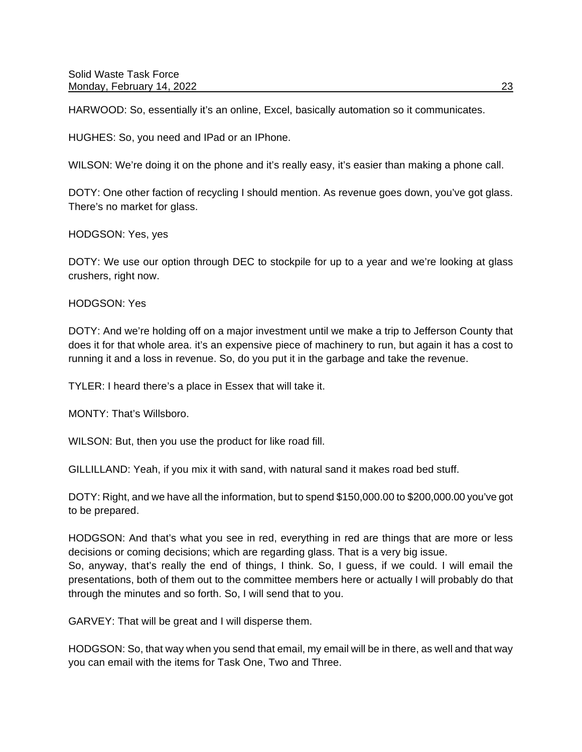HARWOOD: So, essentially it's an online, Excel, basically automation so it communicates.

HUGHES: So, you need and IPad or an IPhone.

WILSON: We're doing it on the phone and it's really easy, it's easier than making a phone call.

DOTY: One other faction of recycling I should mention. As revenue goes down, you've got glass. There's no market for glass.

HODGSON: Yes, yes

DOTY: We use our option through DEC to stockpile for up to a year and we're looking at glass crushers, right now.

HODGSON: Yes

DOTY: And we're holding off on a major investment until we make a trip to Jefferson County that does it for that whole area. it's an expensive piece of machinery to run, but again it has a cost to running it and a loss in revenue. So, do you put it in the garbage and take the revenue.

TYLER: I heard there's a place in Essex that will take it.

MONTY: That's Willsboro.

WILSON: But, then you use the product for like road fill.

GILLILLAND: Yeah, if you mix it with sand, with natural sand it makes road bed stuff.

DOTY: Right, and we have all the information, but to spend $150,000.00 to $200,000.00 you've got to be prepared.

HODGSON: And that's what you see in red, everything in red are things that are more or less decisions or coming decisions; which are regarding glass. That is a very big issue.
So, anyway, that's really the end of things, I think. So, I guess, if we could. I will email the presentations, both of them out to the committee members here or actually I will probably do that through the minutes and so forth. So, I will send that to you.

GARVEY: That will be great and I will disperse them.

HODGSON: So, that way when you send that email, my email will be in there, as well and that way you can email with the items for Task One, Two and Three.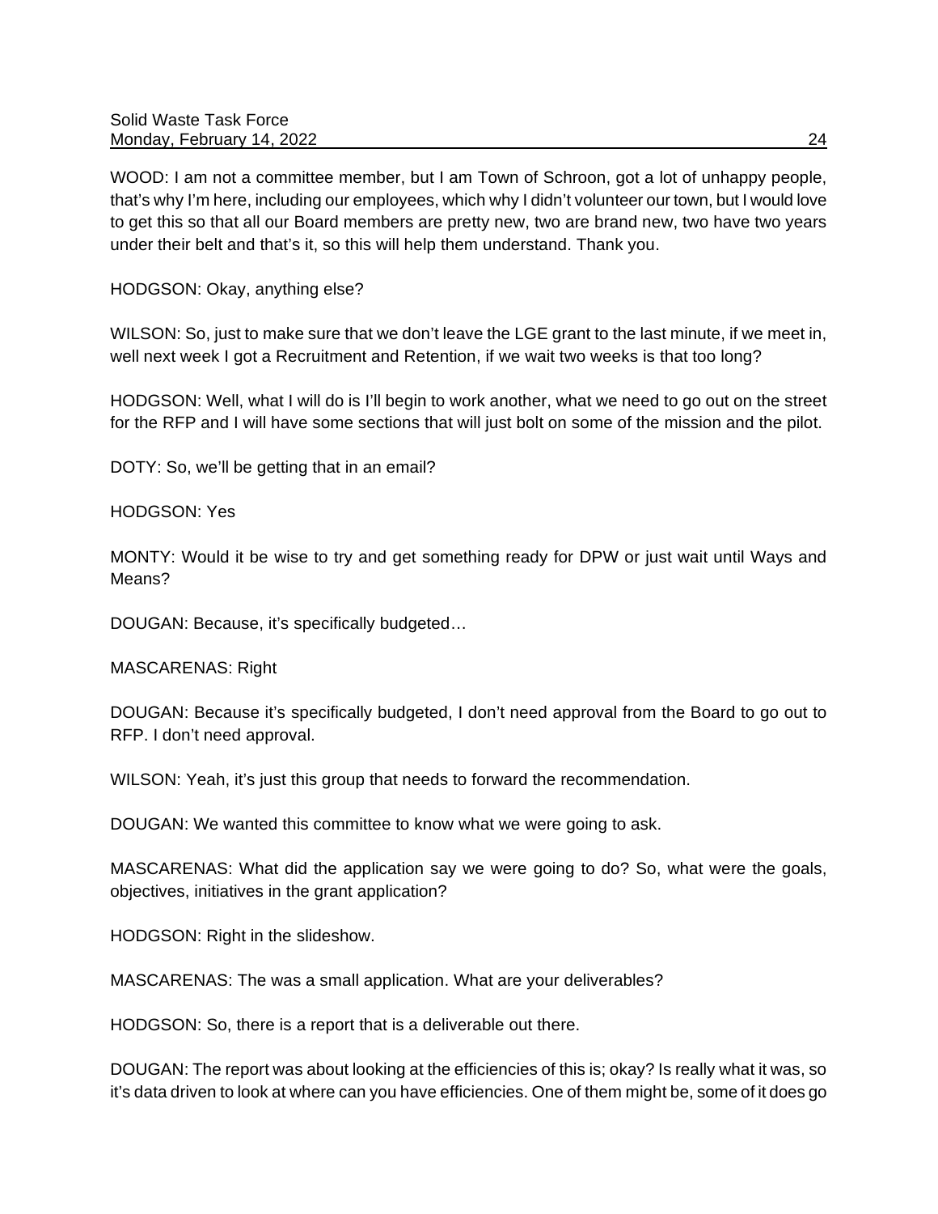WOOD: I am not a committee member, but I am Town of Schroon, got a lot of unhappy people, that's why I'm here, including our employees, which why I didn't volunteer our town, but I would love to get this so that all our Board members are pretty new, two are brand new, two have two years under their belt and that's it, so this will help them understand. Thank you.

HODGSON: Okay, anything else?

WILSON: So, just to make sure that we don't leave the LGE grant to the last minute, if we meet in, well next week I got a Recruitment and Retention, if we wait two weeks is that too long?

HODGSON: Well, what I will do is I'll begin to work another, what we need to go out on the street for the RFP and I will have some sections that will just bolt on some of the mission and the pilot.

DOTY: So, we'll be getting that in an email?

HODGSON: Yes

MONTY: Would it be wise to try and get something ready for DPW or just wait until Ways and Means?

DOUGAN: Because, it's specifically budgeted…

MASCARENAS: Right

DOUGAN: Because it's specifically budgeted, I don't need approval from the Board to go out to RFP. I don't need approval.

WILSON: Yeah, it's just this group that needs to forward the recommendation.

DOUGAN: We wanted this committee to know what we were going to ask.

MASCARENAS: What did the application say we were going to do? So, what were the goals, objectives, initiatives in the grant application?

HODGSON: Right in the slideshow.

MASCARENAS: The was a small application. What are your deliverables?

HODGSON: So, there is a report that is a deliverable out there.

DOUGAN: The report was about looking at the efficiencies of this is; okay? Is really what it was, so it's data driven to look at where can you have efficiencies. One of them might be, some of it does go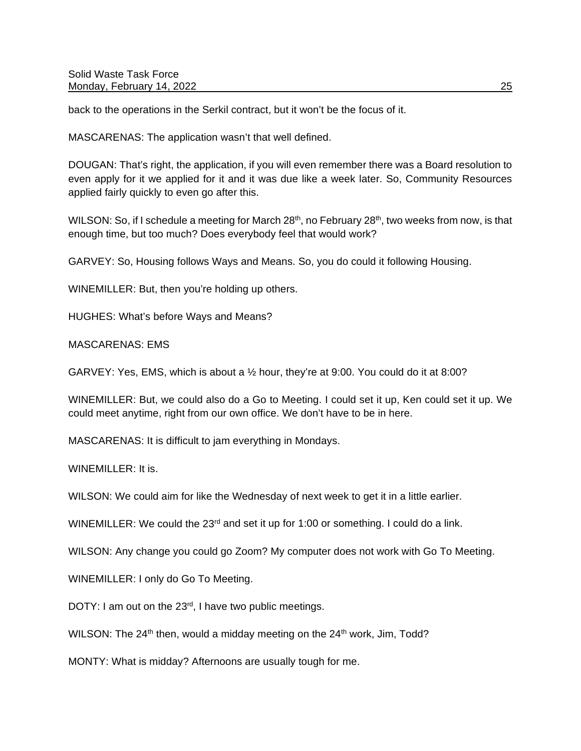back to the operations in the Serkil contract, but it won't be the focus of it.

MASCARENAS: The application wasn't that well defined.

DOUGAN: That's right, the application, if you will even remember there was a Board resolution to even apply for it we applied for it and it was due like a week later. So, Community Resources applied fairly quickly to even go after this.

WILSON: So, if I schedule a meeting for March 28th, no February 28th, two weeks from now, is that enough time, but too much? Does everybody feel that would work?

GARVEY: So, Housing follows Ways and Means. So, you do could it following Housing.

WINEMILLER: But, then you're holding up others.

HUGHES: What's before Ways and Means?

MASCARENAS: EMS

GARVEY: Yes, EMS, which is about a ½ hour, they're at 9:00. You could do it at 8:00?

WINEMILLER: But, we could also do a Go to Meeting. I could set it up, Ken could set it up. We could meet anytime, right from our own office. We don't have to be in here.

MASCARENAS: It is difficult to jam everything in Mondays.

WINEMILLER: It is.

WILSON: We could aim for like the Wednesday of next week to get it in a little earlier.

WINEMILLER: We could the 23rd and set it up for 1:00 or something. I could do a link.

WILSON: Any change you could go Zoom? My computer does not work with Go To Meeting.

WINEMILLER: I only do Go To Meeting.

DOTY: I am out on the 23rd, I have two public meetings.

WILSON: The 24th then, would a midday meeting on the 24th work, Jim, Todd?

MONTY: What is midday? Afternoons are usually tough for me.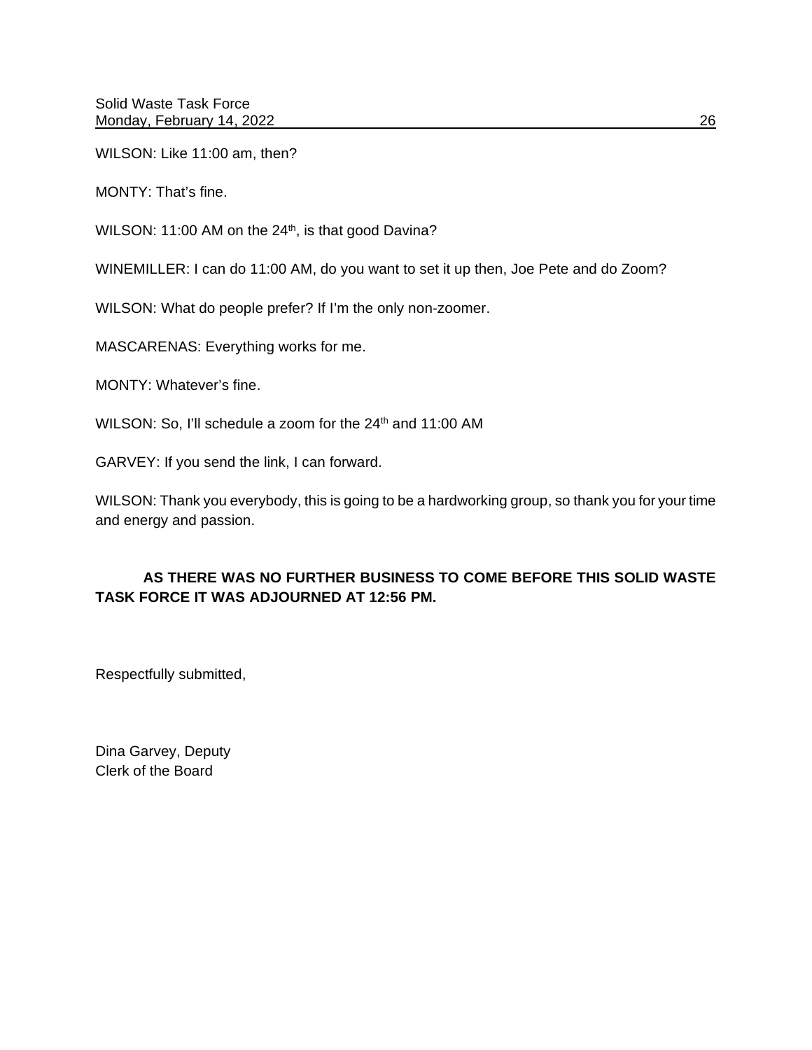WILSON: Like 11:00 am, then?

MONTY: That's fine.

WILSON: 11:00 AM on the 24th, is that good Davina?

WINEMILLER: I can do 11:00 AM, do you want to set it up then, Joe Pete and do Zoom?

WILSON: What do people prefer? If I'm the only non-zoomer.

MASCARENAS: Everything works for me.

MONTY: Whatever's fine.

WILSON: So, I'll schedule a zoom for the 24th and 11:00 AM

GARVEY: If you send the link, I can forward.

WILSON: Thank you everybody, this is going to be a hardworking group, so thank you for your time and energy and passion.

**AS THERE WAS NO FURTHER BUSINESS TO COME BEFORE THIS SOLID WASTE TASK FORCE IT WAS ADJOURNED AT 12:56 PM.**

Respectfully submitted,

Dina Garvey, Deputy
Clerk of the Board